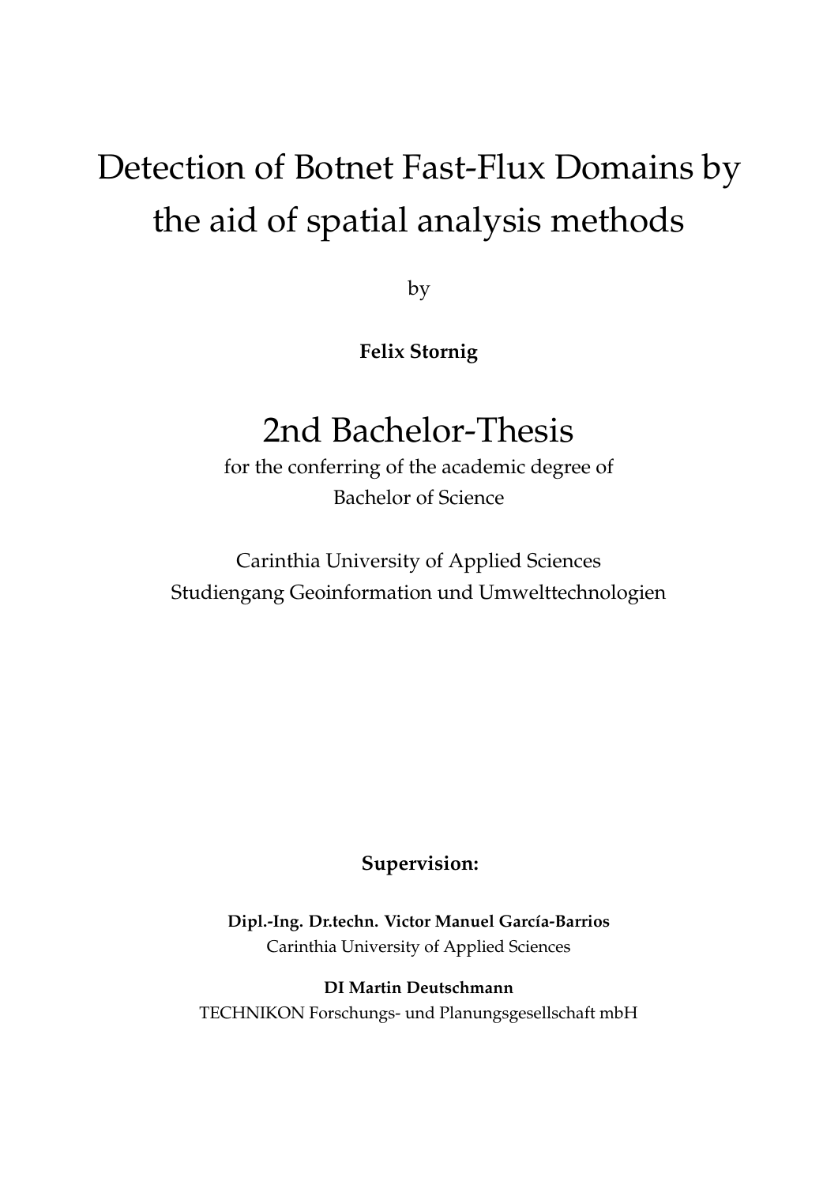# Detection of Botnet Fast-Flux Domains by the aid of spatial analysis methods

by

**Felix Stornig**

## 2nd Bachelor-Thesis

for the conferring of the academic degree of
Bachelor of Science

Carinthia University of Applied Sciences
Studiengang Geoinformation und Umwelttechnologien

**Supervision:**

**Dipl.-Ing. Dr.techn. Victor Manuel García-Barrios**
Carinthia University of Applied Sciences

**DI Martin Deutschmann**
TECHNIKON Forschungs- und Planungsgesellschaft mbH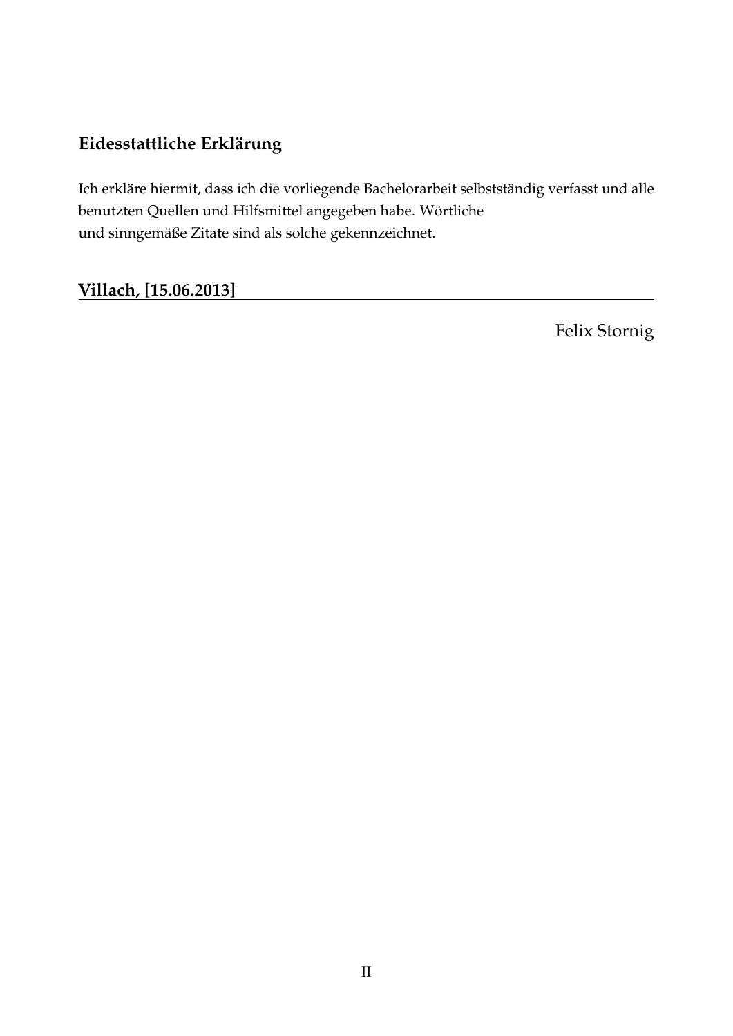## Eidesstattliche Erklärung

Ich erkläre hiermit, dass ich die vorliegende Bachelorarbeit selbstständig verfasst und alle benutzten Quellen und Hilfsmittel angegeben habe. Wörtliche und sinngemäße Zitate sind als solche gekennzeichnet.

**Villach, [15.06.2013]**

Felix Stornig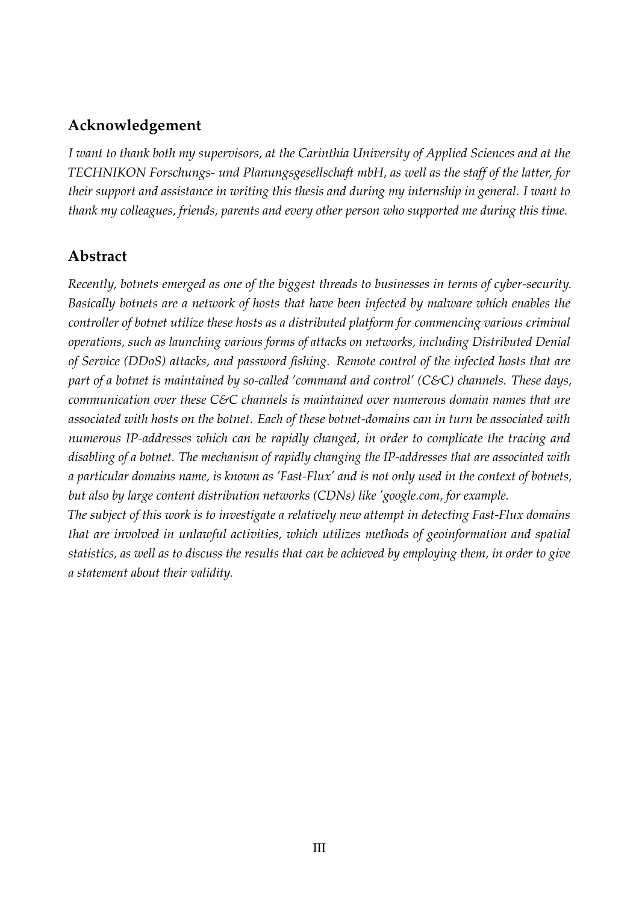## Acknowledgement

*I want to thank both my supervisors, at the Carinthia University of Applied Sciences and at the TECHNIKON Forschungs- und Planungsgesellschaft mbH, as well as the staff of the latter, for their support and assistance in writing this thesis and during my internship in general. I want to thank my colleagues, friends, parents and every other person who supported me during this time.*

## Abstract

*Recently, botnets emerged as one of the biggest threads to businesses in terms of cyber-security. Basically botnets are a network of hosts that have been infected by malware which enables the controller of botnet utilize these hosts as a distributed platform for commencing various criminal operations, such as launching various forms of attacks on networks, including Distributed Denial of Service (DDoS) attacks, and password fishing. Remote control of the infected hosts that are part of a botnet is maintained by so-called 'command and control' (C&C) channels. These days, communication over these C&C channels is maintained over numerous domain names that are associated with hosts on the botnet. Each of these botnet-domains can in turn be associated with numerous IP-addresses which can be rapidly changed, in order to complicate the tracing and disabling of a botnet. The mechanism of rapidly changing the IP-addresses that are associated with a particular domains name, is known as 'Fast-Flux' and is not only used in the context of botnets, but also by large content distribution networks (CDNs) like 'google.com, for example.*

*The subject of this work is to investigate a relatively new attempt in detecting Fast-Flux domains that are involved in unlawful activities, which utilizes methods of geoinformation and spatial statistics, as well as to discuss the results that can be achieved by employing them, in order to give a statement about their validity.*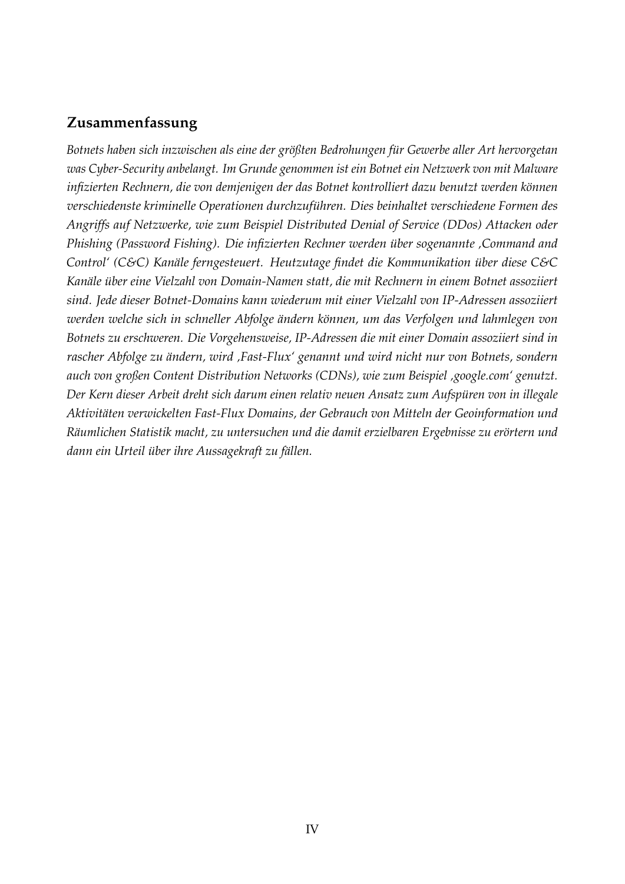## Zusammenfassung

*Botnets haben sich inzwischen als eine der größten Bedrohungen für Gewerbe aller Art hervorgetan was Cyber-Security anbelangt. Im Grunde genommen ist ein Botnet ein Netzwerk von mit Malware infizierten Rechnern, die von demjenigen der das Botnet kontrolliert dazu benutzt werden können verschiedenste kriminelle Operationen durchzuführen. Dies beinhaltet verschiedene Formen des Angriffs auf Netzwerke, wie zum Beispiel Distributed Denial of Service (DDos) Attacken oder Phishing (Password Fishing). Die infizierten Rechner werden über sogenannte 'Command and Control' (C&C) Kanäle ferngesteuert. Heutzutage findet die Kommunikation über diese C&C Kanäle über eine Vielzahl von Domain-Namen statt, die mit Rechnern in einem Botnet assoziiert sind. Jede dieser Botnet-Domains kann wiederum mit einer Vielzahl von IP-Adressen assoziiert werden welche sich in schneller Abfolge ändern können, um das Verfolgen und lahmlegen von Botnets zu erschweren. Die Vorgehensweise, IP-Adressen die mit einer Domain assoziiert sind in rascher Abfolge zu ändern, wird 'Fast-Flux' genannt und wird nicht nur von Botnets, sondern auch von großen Content Distribution Networks (CDNs), wie zum Beispiel 'google.com' genutzt. Der Kern dieser Arbeit dreht sich darum einen relativ neuen Ansatz zum Aufspüren von in illegale Aktivitäten verwickelten Fast-Flux Domains, der Gebrauch von Mitteln der Geoinformation und Räumlichen Statistik macht, zu untersuchen und die damit erzielbaren Ergebnisse zu erörtern und dann ein Urteil über ihre Aussagekraft zu fällen.*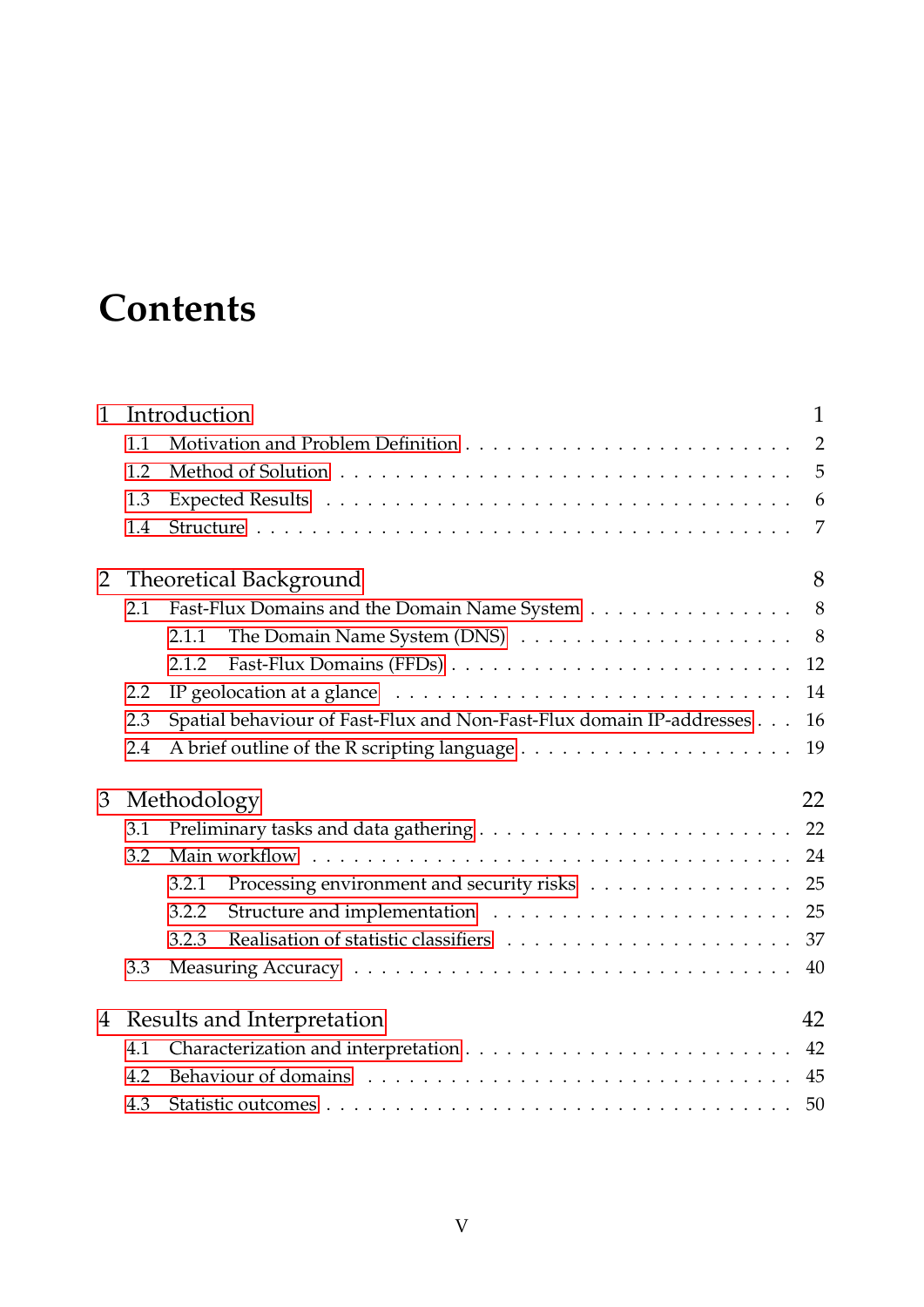# Contents

1 Introduction 1
- 1.1 Motivation and Problem Definition . . . 2
- 1.2 Method of Solution . . . 5
- 1.3 Expected Results . . . 6
- 1.4 Structure . . . 7

2 Theoretical Background 8
- 2.1 Fast-Flux Domains and the Domain Name System . . . 8
  - 2.1.1 The Domain Name System (DNS) . . . 8
  - 2.1.2 Fast-Flux Domains (FFDs) . . . 12
- 2.2 IP geolocation at a glance . . . 14
- 2.3 Spatial behaviour of Fast-Flux and Non-Fast-Flux domain IP-addresses . . . 16
- 2.4 A brief outline of the R scripting language . . . 19

3 Methodology 22
- 3.1 Preliminary tasks and data gathering . . . 22
- 3.2 Main workflow . . . 24
  - 3.2.1 Processing environment and security risks . . . 25
  - 3.2.2 Structure and implementation . . . 25
  - 3.2.3 Realisation of statistic classifiers . . . 37
- 3.3 Measuring Accuracy . . . 40

4 Results and Interpretation 42
- 4.1 Characterization and interpretation . . . 42
- 4.2 Behaviour of domains . . . 45
- 4.3 Statistic outcomes . . . 50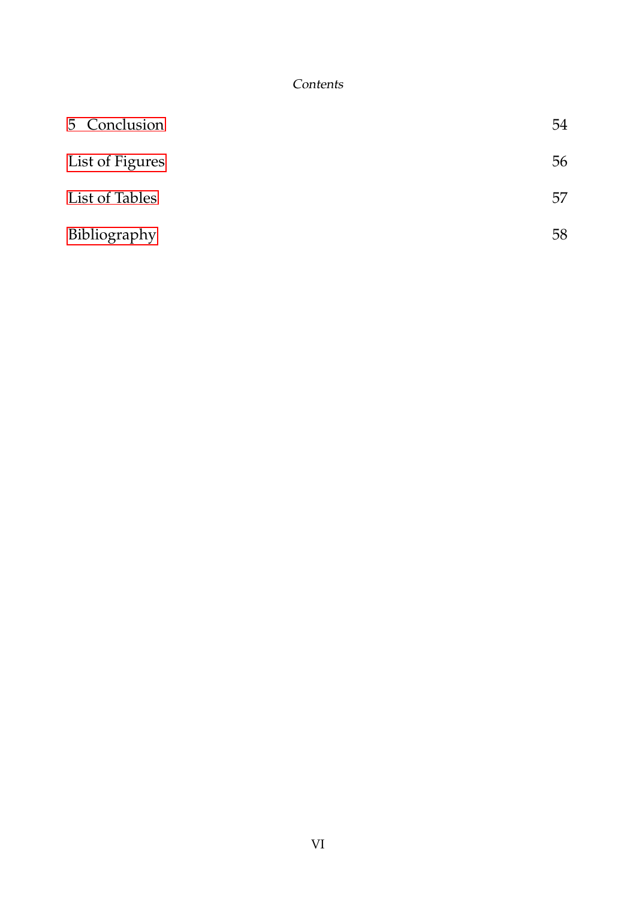| | |
|---|---|
| 5 Conclusion | 54 |
| List of Figures | 56 |
| List of Tables | 57 |
| Bibliography | 58 |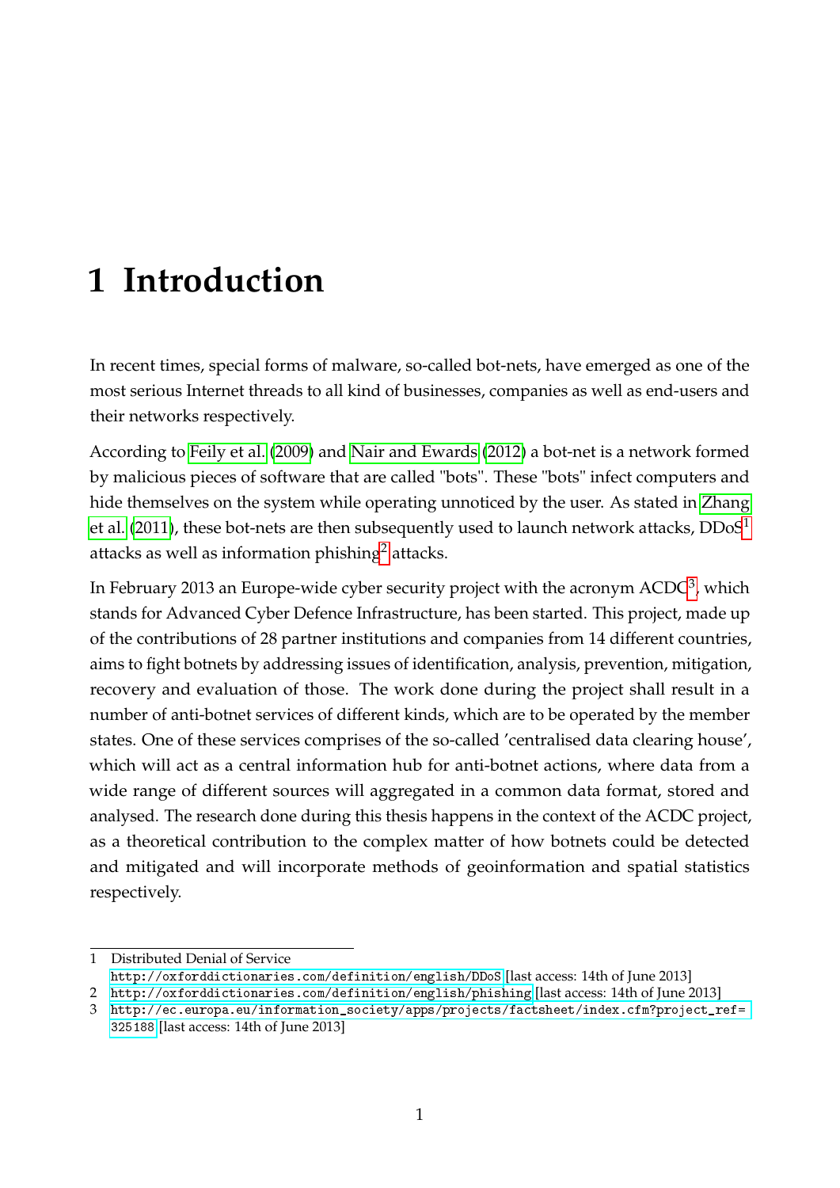# 1 Introduction

In recent times, special forms of malware, so-called bot-nets, have emerged as one of the most serious Internet threads to all kind of businesses, companies as well as end-users and their networks respectively.

According to Feily et al. (2009) and Nair and Ewards (2012) a bot-net is a network formed by malicious pieces of software that are called "bots". These "bots" infect computers and hide themselves on the system while operating unnoticed by the user. As stated in Zhang et al. (2011), these bot-nets are then subsequently used to launch network attacks, DDoS[1] attacks as well as information phishing[2] attacks.

In February 2013 an Europe-wide cyber security project with the acronym ACDC[3], which stands for Advanced Cyber Defence Infrastructure, has been started. This project, made up of the contributions of 28 partner institutions and companies from 14 different countries, aims to fight botnets by addressing issues of identification, analysis, prevention, mitigation, recovery and evaluation of those. The work done during the project shall result in a number of anti-botnet services of different kinds, which are to be operated by the member states. One of these services comprises of the so-called 'centralised data clearing house', which will act as a central information hub for anti-botnet actions, where data from a wide range of different sources will aggregated in a common data format, stored and analysed. The research done during this thesis happens in the context of the ACDC project, as a theoretical contribution to the complex matter of how botnets could be detected and mitigated and will incorporate methods of geoinformation and spatial statistics respectively.

---

1 Distributed Denial of Service
http://oxforddictionaries.com/definition/english/DDoS [last access: 14th of June 2013]

2 http://oxforddictionaries.com/definition/english/phishing [last access: 14th of June 2013]

3 http://ec.europa.eu/information_society/apps/projects/factsheet/index.cfm?project_ref=325188 [last access: 14th of June 2013]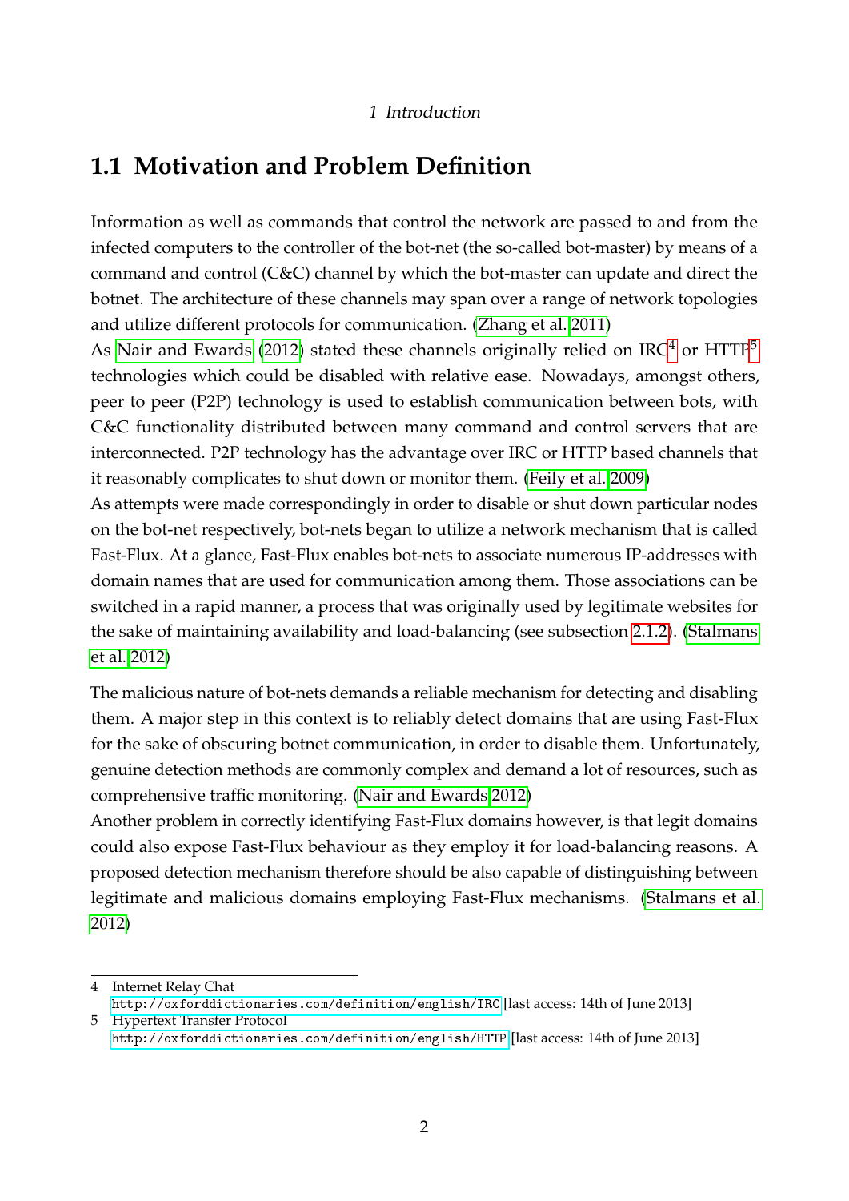## 1.1 Motivation and Problem Definition

Information as well as commands that control the network are passed to and from the infected computers to the controller of the bot-net (the so-called bot-master) by means of a command and control (C&C) channel by which the bot-master can update and direct the botnet. The architecture of these channels may span over a range of network topologies and utilize different protocols for communication. (Zhang et al. 2011)
As Nair and Ewards (2012) stated these channels originally relied on IRC[4] or HTTP[5] technologies which could be disabled with relative ease. Nowadays, amongst others, peer to peer (P2P) technology is used to establish communication between bots, with C&C functionality distributed between many command and control servers that are interconnected. P2P technology has the advantage over IRC or HTTP based channels that it reasonably complicates to shut down or monitor them. (Feily et al. 2009)
As attempts were made correspondingly in order to disable or shut down particular nodes on the bot-net respectively, bot-nets began to utilize a network mechanism that is called Fast-Flux. At a glance, Fast-Flux enables bot-nets to associate numerous IP-addresses with domain names that are used for communication among them. Those associations can be switched in a rapid manner, a process that was originally used by legitimate websites for the sake of maintaining availability and load-balancing (see subsection 2.1.2). (Stalmans et al. 2012)

The malicious nature of bot-nets demands a reliable mechanism for detecting and disabling them. A major step in this context is to reliably detect domains that are using Fast-Flux for the sake of obscuring botnet communication, in order to disable them. Unfortunately, genuine detection methods are commonly complex and demand a lot of resources, such as comprehensive traffic monitoring. (Nair and Ewards 2012)
Another problem in correctly identifying Fast-Flux domains however, is that legit domains could also expose Fast-Flux behaviour as they employ it for load-balancing reasons. A proposed detection mechanism therefore should be also capable of distinguishing between legitimate and malicious domains employing Fast-Flux mechanisms. (Stalmans et al. 2012)

4 Internet Relay Chat
http://oxforddictionaries.com/definition/english/IRC [last access: 14th of June 2013]
5 Hypertext Transfer Protocol
http://oxforddictionaries.com/definition/english/HTTP [last access: 14th of June 2013]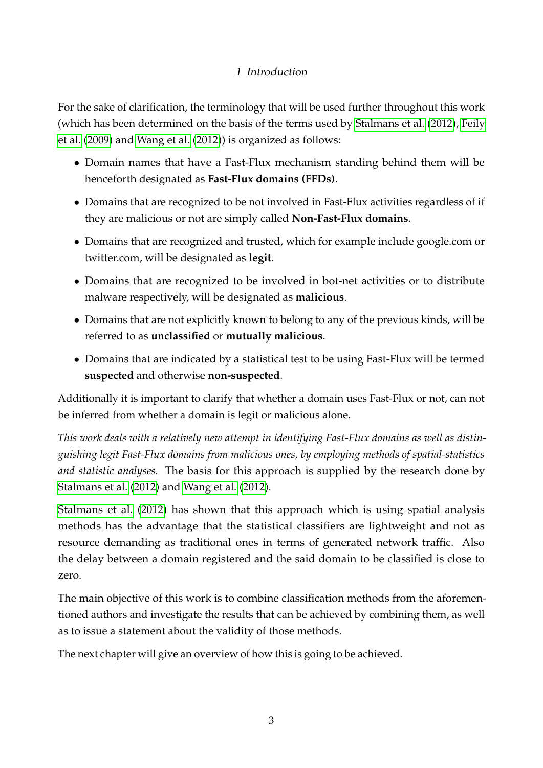For the sake of clarification, the terminology that will be used further throughout this work (which has been determined on the basis of the terms used by Stalmans et al. (2012), Feily et al. (2009) and Wang et al. (2012)) is organized as follows:

- Domain names that have a Fast-Flux mechanism standing behind them will be henceforth designated as **Fast-Flux domains (FFDs)**.
- Domains that are recognized to be not involved in Fast-Flux activities regardless of if they are malicious or not are simply called **Non-Fast-Flux domains**.
- Domains that are recognized and trusted, which for example include google.com or twitter.com, will be designated as **legit**.
- Domains that are recognized to be involved in bot-net activities or to distribute malware respectively, will be designated as **malicious**.
- Domains that are not explicitly known to belong to any of the previous kinds, will be referred to as **unclassified** or **mutually malicious**.
- Domains that are indicated by a statistical test to be using Fast-Flux will be termed **suspected** and otherwise **non-suspected**.

Additionally it is important to clarify that whether a domain uses Fast-Flux or not, can not be inferred from whether a domain is legit or malicious alone.

*This work deals with a relatively new attempt in identifying Fast-Flux domains as well as distinguishing legit Fast-Flux domains from malicious ones, by employing methods of spatial-statistics and statistic analyses.* The basis for this approach is supplied by the research done by Stalmans et al. (2012) and Wang et al. (2012).

Stalmans et al. (2012) has shown that this approach which is using spatial analysis methods has the advantage that the statistical classifiers are lightweight and not as resource demanding as traditional ones in terms of generated network traffic. Also the delay between a domain registered and the said domain to be classified is close to zero.

The main objective of this work is to combine classification methods from the aforementioned authors and investigate the results that can be achieved by combining them, as well as to issue a statement about the validity of those methods.

The next chapter will give an overview of how this is going to be achieved.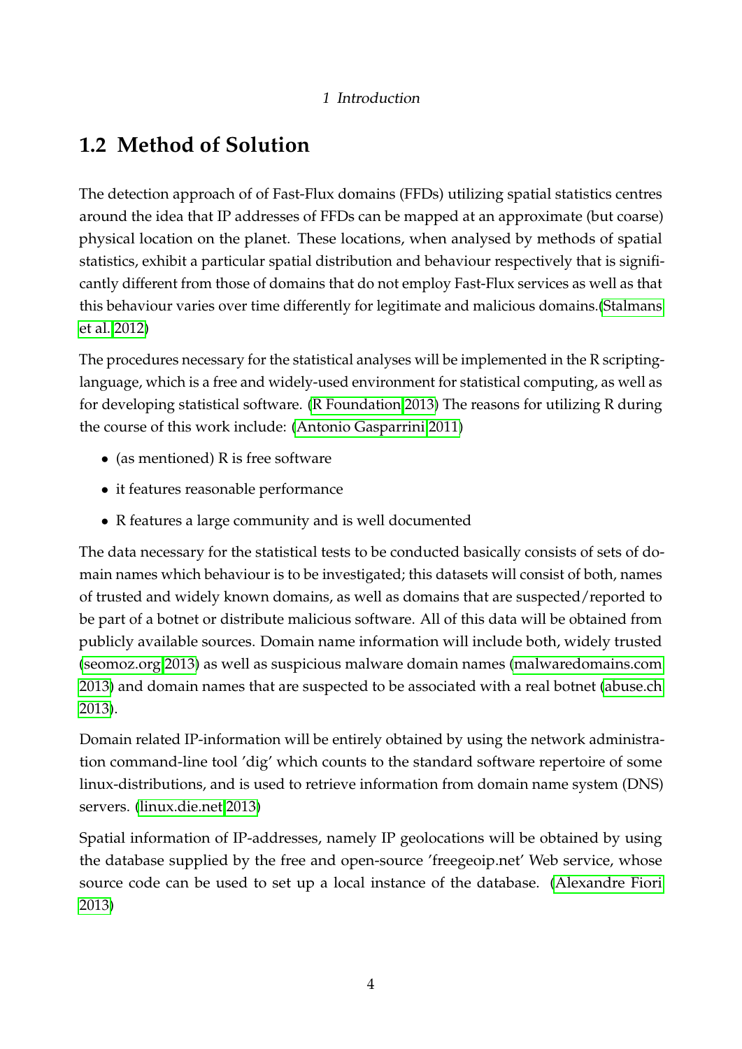## 1.2 Method of Solution

The detection approach of of Fast-Flux domains (FFDs) utilizing spatial statistics centres around the idea that IP addresses of FFDs can be mapped at an approximate (but coarse) physical location on the planet. These locations, when analysed by methods of spatial statistics, exhibit a particular spatial distribution and behaviour respectively that is significantly different from those of domains that do not employ Fast-Flux services as well as that this behaviour varies over time differently for legitimate and malicious domains.(Stalmans et al. 2012)

The procedures necessary for the statistical analyses will be implemented in the R scripting-language, which is a free and widely-used environment for statistical computing, as well as for developing statistical software. (R Foundation 2013) The reasons for utilizing R during the course of this work include: (Antonio Gasparrini 2011)

- (as mentioned) R is free software
- it features reasonable performance
- R features a large community and is well documented

The data necessary for the statistical tests to be conducted basically consists of sets of domain names which behaviour is to be investigated; this datasets will consist of both, names of trusted and widely known domains, as well as domains that are suspected/reported to be part of a botnet or distribute malicious software. All of this data will be obtained from publicly available sources. Domain name information will include both, widely trusted (seomoz.org 2013) as well as suspicious malware domain names (malwaredomains.com 2013) and domain names that are suspected to be associated with a real botnet (abuse.ch 2013).

Domain related IP-information will be entirely obtained by using the network administration command-line tool 'dig' which counts to the standard software repertoire of some linux-distributions, and is used to retrieve information from domain name system (DNS) servers. (linux.die.net 2013)

Spatial information of IP-addresses, namely IP geolocations will be obtained by using the database supplied by the free and open-source 'freegeoip.net' Web service, whose source code can be used to set up a local instance of the database. (Alexandre Fiori 2013)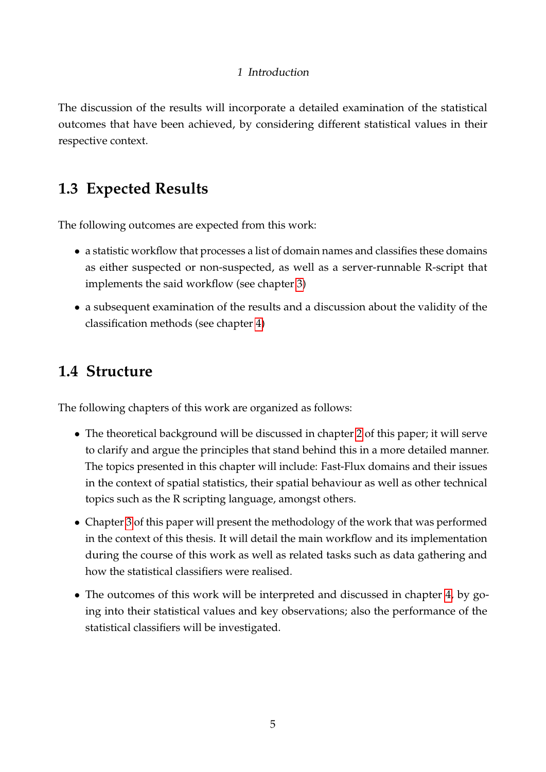The discussion of the results will incorporate a detailed examination of the statistical outcomes that have been achieved, by considering different statistical values in their respective context.

## 1.3 Expected Results

The following outcomes are expected from this work:

- a statistic workflow that processes a list of domain names and classifies these domains as either suspected or non-suspected, as well as a server-runnable R-script that implements the said workflow (see chapter 3)
- a subsequent examination of the results and a discussion about the validity of the classification methods (see chapter 4)

## 1.4 Structure

The following chapters of this work are organized as follows:

- The theoretical background will be discussed in chapter 2 of this paper; it will serve to clarify and argue the principles that stand behind this in a more detailed manner. The topics presented in this chapter will include: Fast-Flux domains and their issues in the context of spatial statistics, their spatial behaviour as well as other technical topics such as the R scripting language, amongst others.
- Chapter 3 of this paper will present the methodology of the work that was performed in the context of this thesis. It will detail the main workflow and its implementation during the course of this work as well as related tasks such as data gathering and how the statistical classifiers were realised.
- The outcomes of this work will be interpreted and discussed in chapter 4, by going into their statistical values and key observations; also the performance of the statistical classifiers will be investigated.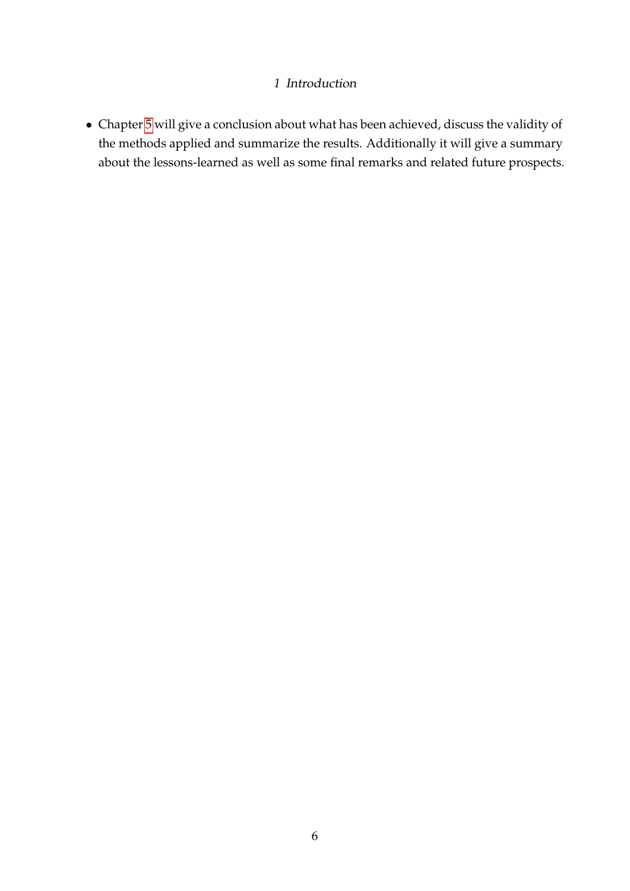- Chapter 5 will give a conclusion about what has been achieved, discuss the validity of the methods applied and summarize the results. Additionally it will give a summary about the lessons-learned as well as some final remarks and related future prospects.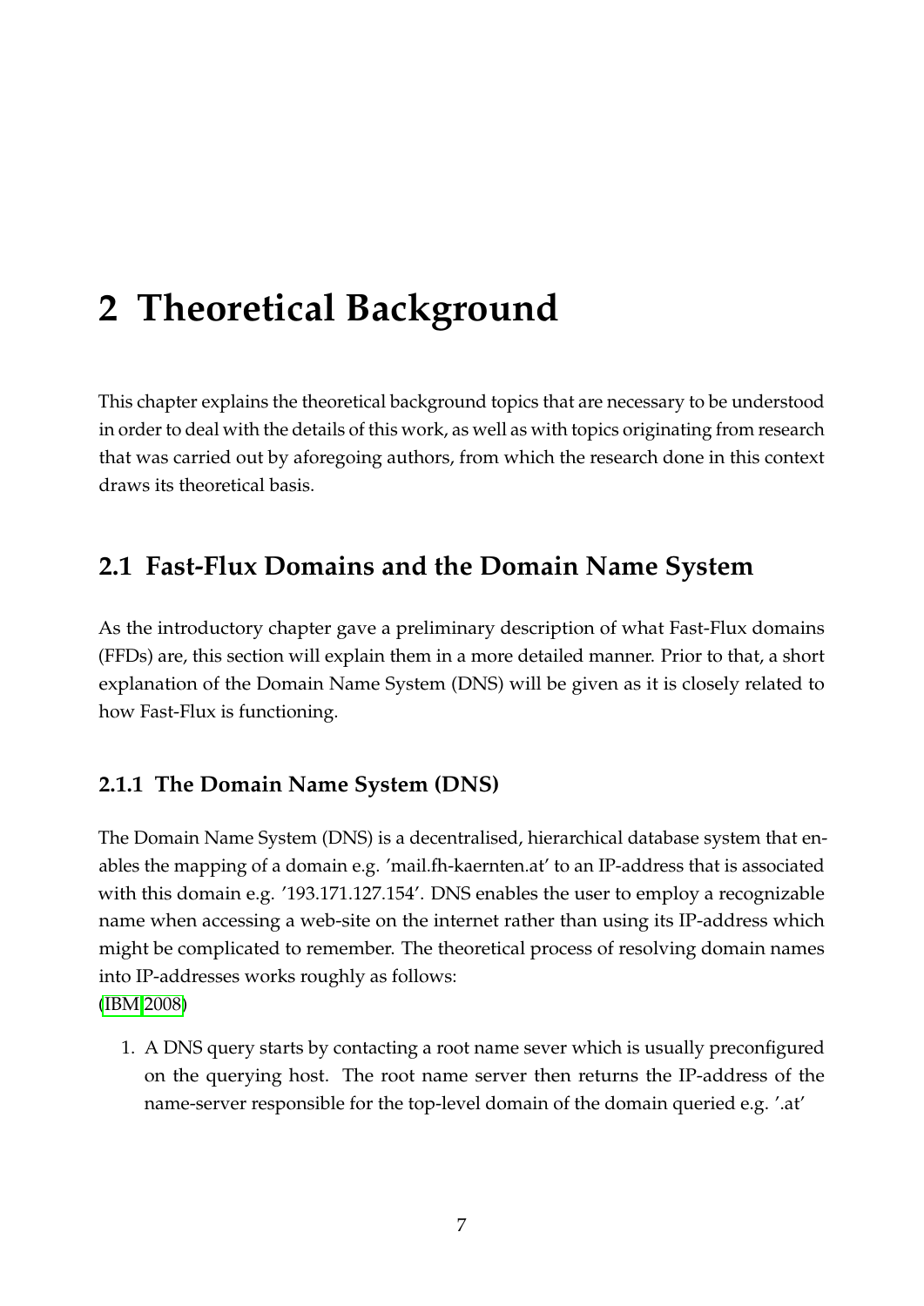# 2 Theoretical Background

This chapter explains the theoretical background topics that are necessary to be understood in order to deal with the details of this work, as well as with topics originating from research that was carried out by aforegoing authors, from which the research done in this context draws its theoretical basis.

## 2.1 Fast-Flux Domains and the Domain Name System

As the introductory chapter gave a preliminary description of what Fast-Flux domains (FFDs) are, this section will explain them in a more detailed manner. Prior to that, a short explanation of the Domain Name System (DNS) will be given as it is closely related to how Fast-Flux is functioning.

### 2.1.1 The Domain Name System (DNS)

The Domain Name System (DNS) is a decentralised, hierarchical database system that enables the mapping of a domain e.g. 'mail.fh-kaernten.at' to an IP-address that is associated with this domain e.g. '193.171.127.154'. DNS enables the user to employ a recognizable name when accessing a web-site on the internet rather than using its IP-address which might be complicated to remember. The theoretical process of resolving domain names into IP-addresses works roughly as follows:
(IBM 2008)

1. A DNS query starts by contacting a root name sever which is usually preconfigured on the querying host. The root name server then returns the IP-address of the name-server responsible for the top-level domain of the domain queried e.g. '.at'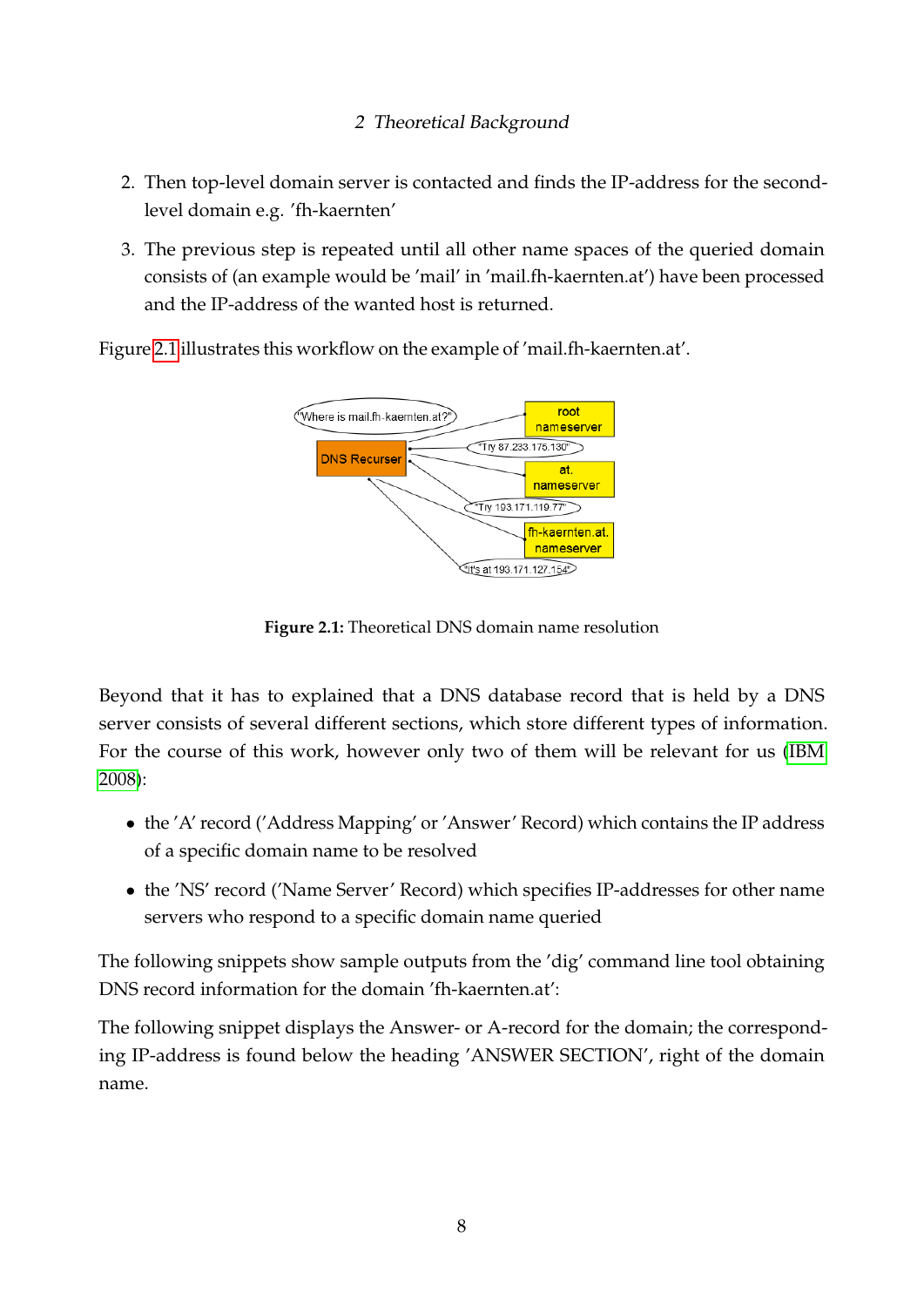2. Then top-level domain server is contacted and finds the IP-address for the second-level domain e.g. 'fh-kaernten'

3. The previous step is repeated until all other name spaces of the queried domain consists of (an example would be 'mail' in 'mail.fh-kaernten.at') have been processed and the IP-address of the wanted host is returned.

Figure 2.1 illustrates this workflow on the example of 'mail.fh-kaernten.at'.

**Figure 2.1:** Theoretical DNS domain name resolution

Beyond that it has to explained that a DNS database record that is held by a DNS server consists of several different sections, which store different types of information. For the course of this work, however only two of them will be relevant for us (IBM 2008):

- the 'A' record ('Address Mapping' or 'Answer' Record) which contains the IP address of a specific domain name to be resolved
- the 'NS' record ('Name Server' Record) which specifies IP-addresses for other name servers who respond to a specific domain name queried

The following snippets show sample outputs from the 'dig' command line tool obtaining DNS record information for the domain 'fh-kaernten.at':

The following snippet displays the Answer- or A-record for the domain; the corresponding IP-address is found below the heading 'ANSWER SECTION', right of the domain name.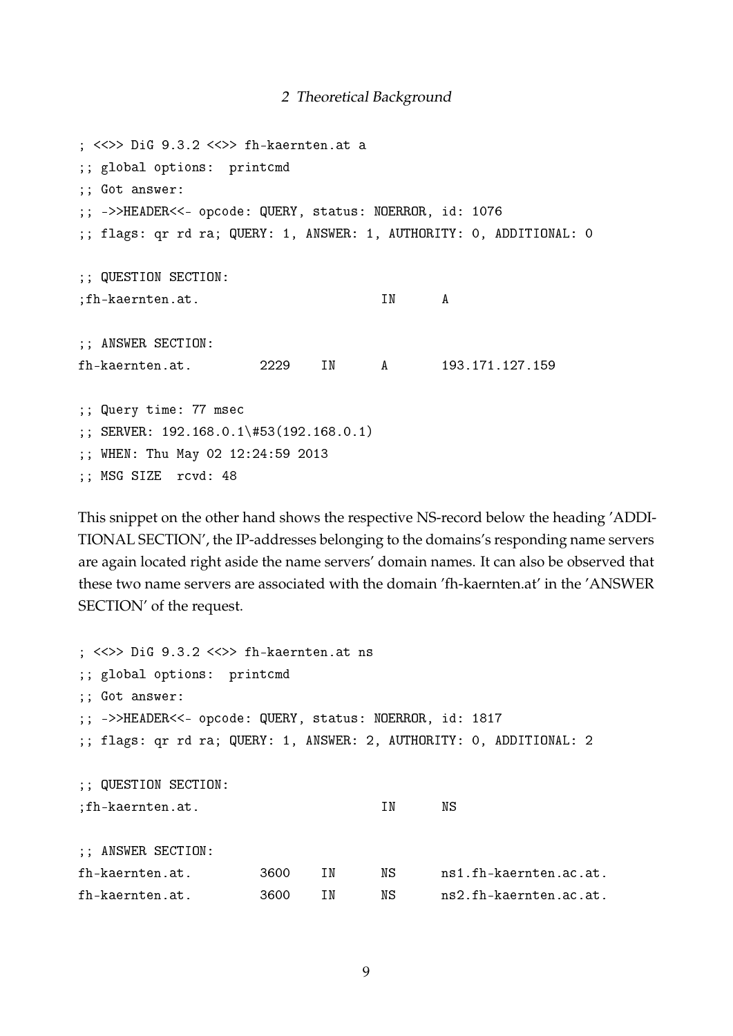```
; <<>> DiG 9.3.2 <<>> fh-kaernten.at a
;; global options:  printcmd
;; Got answer:
;; ->>HEADER<<- opcode: QUERY, status: NOERROR, id: 1076
;; flags: qr rd ra; QUERY: 1, ANSWER: 1, AUTHORITY: 0, ADDITIONAL: 0

;; QUESTION SECTION:
;fh-kaernten.at.                    IN      A

;; ANSWER SECTION:
fh-kaernten.at.         2229    IN      A       193.171.127.159

;; Query time: 77 msec
;; SERVER: 192.168.0.1\#53(192.168.0.1)
;; WHEN: Thu May 02 12:24:59 2013
;; MSG SIZE  rcvd: 48
```

This snippet on the other hand shows the respective NS-record below the heading 'ADDITIONAL SECTION', the IP-addresses belonging to the domains's responding name servers are again located right aside the name servers' domain names. It can also be observed that these two name servers are associated with the domain 'fh-kaernten.at' in the 'ANSWER SECTION' of the request.

```
; <<>> DiG 9.3.2 <<>> fh-kaernten.at ns
;; global options:  printcmd
;; Got answer:
;; ->>HEADER<<- opcode: QUERY, status: NOERROR, id: 1817
;; flags: qr rd ra; QUERY: 1, ANSWER: 2, AUTHORITY: 0, ADDITIONAL: 2

;; QUESTION SECTION:
;fh-kaernten.at.                    IN      NS

;; ANSWER SECTION:
fh-kaernten.at.         3600    IN      NS      ns1.fh-kaernten.ac.at.
fh-kaernten.at.         3600    IN      NS      ns2.fh-kaernten.ac.at.
```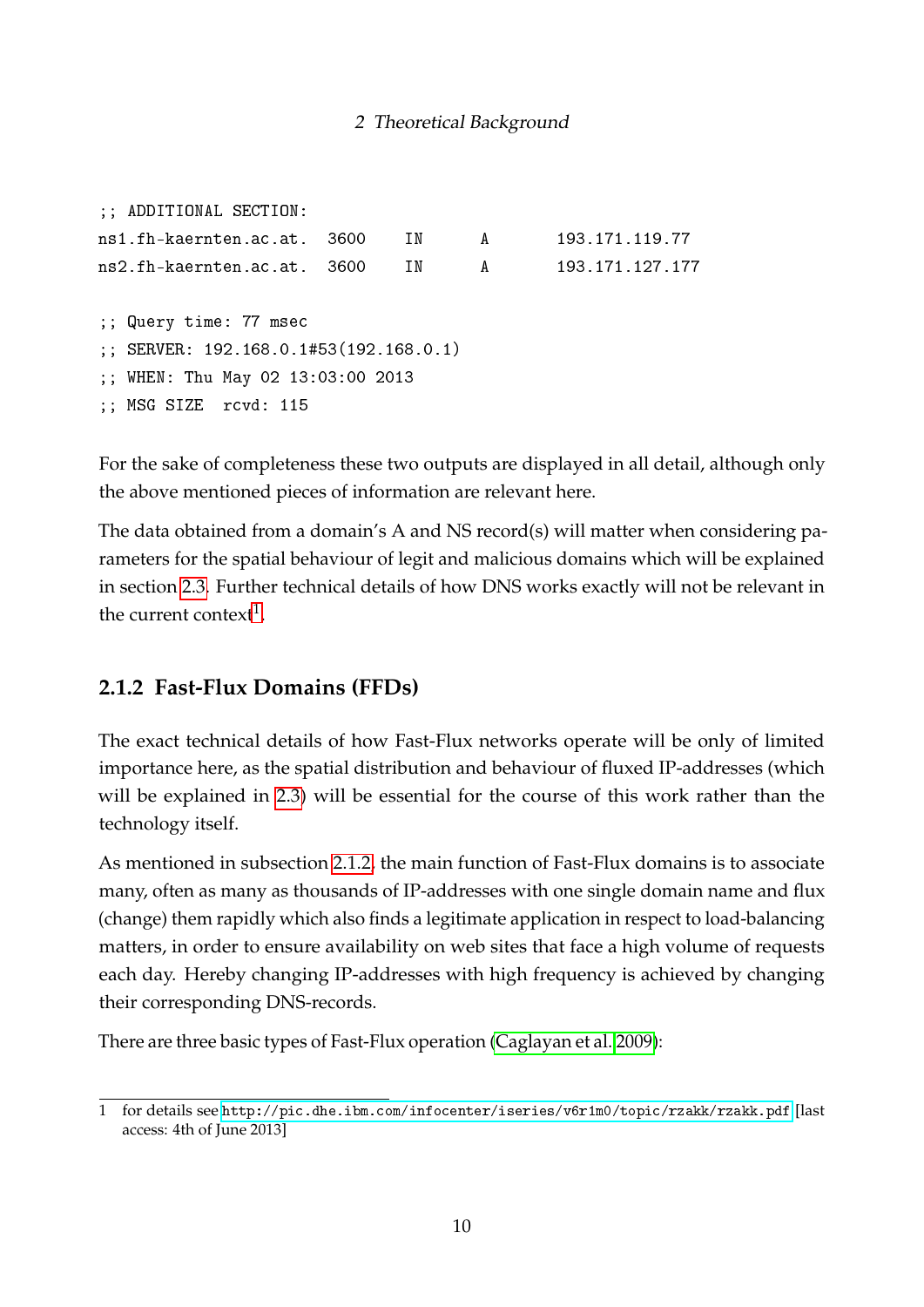```
;; ADDITIONAL SECTION:
ns1.fh-kaernten.ac.at.  3600    IN      A       193.171.119.77
ns2.fh-kaernten.ac.at.  3600    IN      A       193.171.127.177

;; Query time: 77 msec
;; SERVER: 192.168.0.1#53(192.168.0.1)
;; WHEN: Thu May 02 13:03:00 2013
;; MSG SIZE  rcvd: 115
```

For the sake of completeness these two outputs are displayed in all detail, although only the above mentioned pieces of information are relevant here.

The data obtained from a domain's A and NS record(s) will matter when considering parameters for the spatial behaviour of legit and malicious domains which will be explained in section 2.3. Further technical details of how DNS works exactly will not be relevant in the current context[1].

### 2.1.2 Fast-Flux Domains (FFDs)

The exact technical details of how Fast-Flux networks operate will be only of limited importance here, as the spatial distribution and behaviour of fluxed IP-addresses (which will be explained in 2.3) will be essential for the course of this work rather than the technology itself.

As mentioned in subsection 2.1.2, the main function of Fast-Flux domains is to associate many, often as many as thousands of IP-addresses with one single domain name and flux (change) them rapidly which also finds a legitimate application in respect to load-balancing matters, in order to ensure availability on web sites that face a high volume of requests each day. Hereby changing IP-addresses with high frequency is achieved by changing their corresponding DNS-records.

There are three basic types of Fast-Flux operation (Caglayan et al. 2009):

---

1 for details see http://pic.dhe.ibm.com/infocenter/iseries/v6r1m0/topic/rzakk/rzakk.pdf [last access: 4th of June 2013]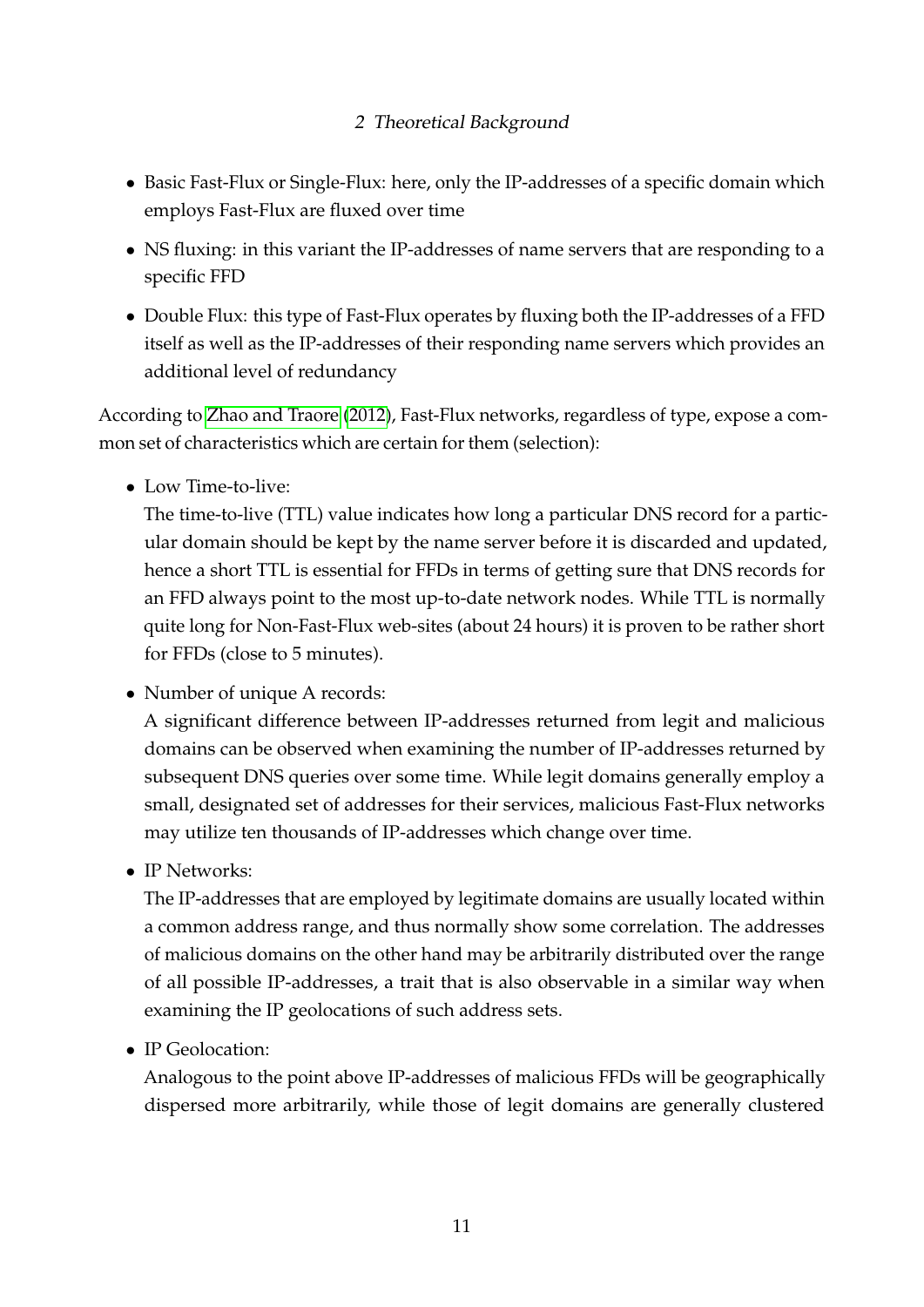- Basic Fast-Flux or Single-Flux: here, only the IP-addresses of a specific domain which employs Fast-Flux are fluxed over time
- NS fluxing: in this variant the IP-addresses of name servers that are responding to a specific FFD
- Double Flux: this type of Fast-Flux operates by fluxing both the IP-addresses of a FFD itself as well as the IP-addresses of their responding name servers which provides an additional level of redundancy

According to Zhao and Traore (2012), Fast-Flux networks, regardless of type, expose a common set of characteristics which are certain for them (selection):

- Low Time-to-live:
  The time-to-live (TTL) value indicates how long a particular DNS record for a particular domain should be kept by the name server before it is discarded and updated, hence a short TTL is essential for FFDs in terms of getting sure that DNS records for an FFD always point to the most up-to-date network nodes. While TTL is normally quite long for Non-Fast-Flux web-sites (about 24 hours) it is proven to be rather short for FFDs (close to 5 minutes).
- Number of unique A records:
  A significant difference between IP-addresses returned from legit and malicious domains can be observed when examining the number of IP-addresses returned by subsequent DNS queries over some time. While legit domains generally employ a small, designated set of addresses for their services, malicious Fast-Flux networks may utilize ten thousands of IP-addresses which change over time.
- IP Networks:
  The IP-addresses that are employed by legitimate domains are usually located within a common address range, and thus normally show some correlation. The addresses of malicious domains on the other hand may be arbitrarily distributed over the range of all possible IP-addresses, a trait that is also observable in a similar way when examining the IP geolocations of such address sets.
- IP Geolocation:
  Analogous to the point above IP-addresses of malicious FFDs will be geographically dispersed more arbitrarily, while those of legit domains are generally clustered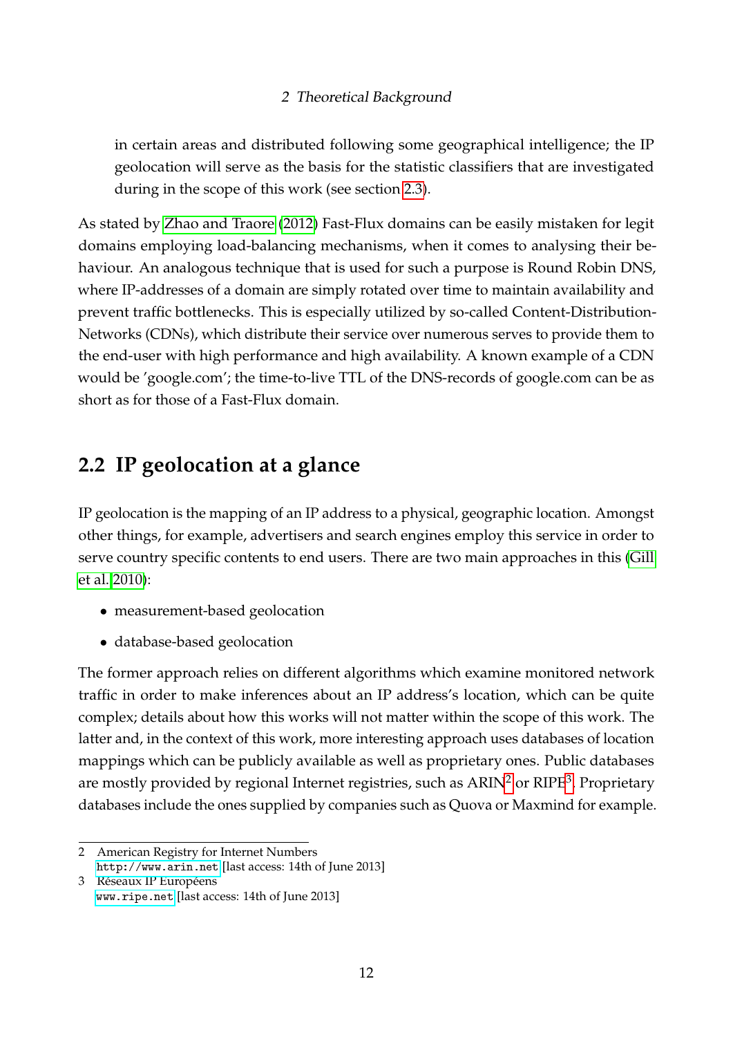in certain areas and distributed following some geographical intelligence; the IP geolocation will serve as the basis for the statistic classifiers that are investigated during in the scope of this work (see section 2.3).

As stated by Zhao and Traore (2012) Fast-Flux domains can be easily mistaken for legit domains employing load-balancing mechanisms, when it comes to analysing their behaviour. An analogous technique that is used for such a purpose is Round Robin DNS, where IP-addresses of a domain are simply rotated over time to maintain availability and prevent traffic bottlenecks. This is especially utilized by so-called Content-Distribution-Networks (CDNs), which distribute their service over numerous serves to provide them to the end-user with high performance and high availability. A known example of a CDN would be 'google.com'; the time-to-live TTL of the DNS-records of google.com can be as short as for those of a Fast-Flux domain.

## 2.2 IP geolocation at a glance

IP geolocation is the mapping of an IP address to a physical, geographic location. Amongst other things, for example, advertisers and search engines employ this service in order to serve country specific contents to end users. There are two main approaches in this (Gill et al. 2010):

- measurement-based geolocation
- database-based geolocation

The former approach relies on different algorithms which examine monitored network traffic in order to make inferences about an IP address's location, which can be quite complex; details about how this works will not matter within the scope of this work. The latter and, in the context of this work, more interesting approach uses databases of location mappings which can be publicly available as well as proprietary ones. Public databases are mostly provided by regional Internet registries, such as ARIN[2] or RIPE[3]. Proprietary databases include the ones supplied by companies such as Quova or Maxmind for example.

---

2 American Registry for Internet Numbers
http://www.arin.net [last access: 14th of June 2013]

3 Réseaux IP Européens
www.ripe.net [last access: 14th of June 2013]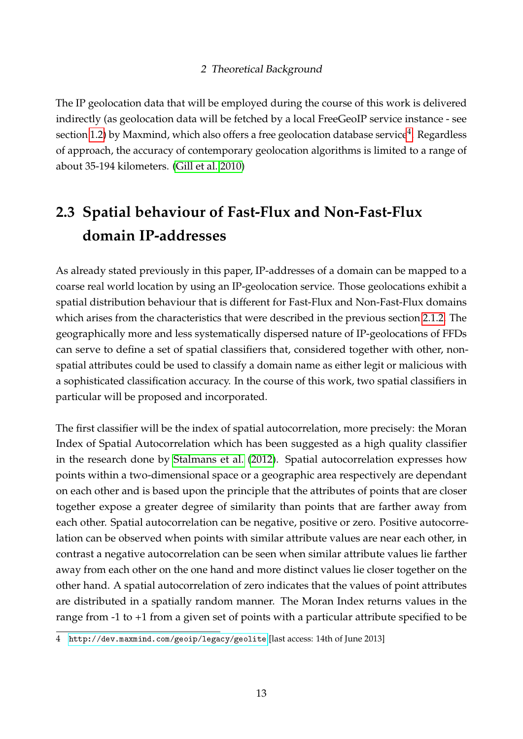The IP geolocation data that will be employed during the course of this work is delivered indirectly (as geolocation data will be fetched by a local FreeGeoIP service instance - see section 1.2) by Maxmind, which also offers a free geolocation database service[4]. Regardless of approach, the accuracy of contemporary geolocation algorithms is limited to a range of about 35-194 kilometers. (Gill et al. 2010)

## 2.3 Spatial behaviour of Fast-Flux and Non-Fast-Flux domain IP-addresses

As already stated previously in this paper, IP-addresses of a domain can be mapped to a coarse real world location by using an IP-geolocation service. Those geolocations exhibit a spatial distribution behaviour that is different for Fast-Flux and Non-Fast-Flux domains which arises from the characteristics that were described in the previous section 2.1.2. The geographically more and less systematically dispersed nature of IP-geolocations of FFDs can serve to define a set of spatial classifiers that, considered together with other, non-spatial attributes could be used to classify a domain name as either legit or malicious with a sophisticated classification accuracy. In the course of this work, two spatial classifiers in particular will be proposed and incorporated.

The first classifier will be the index of spatial autocorrelation, more precisely: the Moran Index of Spatial Autocorrelation which has been suggested as a high quality classifier in the research done by Stalmans et al. (2012). Spatial autocorrelation expresses how points within a two-dimensional space or a geographic area respectively are dependant on each other and is based upon the principle that the attributes of points that are closer together expose a greater degree of similarity than points that are farther away from each other. Spatial autocorrelation can be negative, positive or zero. Positive autocorrelation can be observed when points with similar attribute values are near each other, in contrast a negative autocorrelation can be seen when similar attribute values lie farther away from each other on the one hand and more distinct values lie closer together on the other hand. A spatial autocorrelation of zero indicates that the values of point attributes are distributed in a spatially random manner. The Moran Index returns values in the range from -1 to +1 from a given set of points with a particular attribute specified to be

4 http://dev.maxmind.com/geoip/legacy/geolite [last access: 14th of June 2013]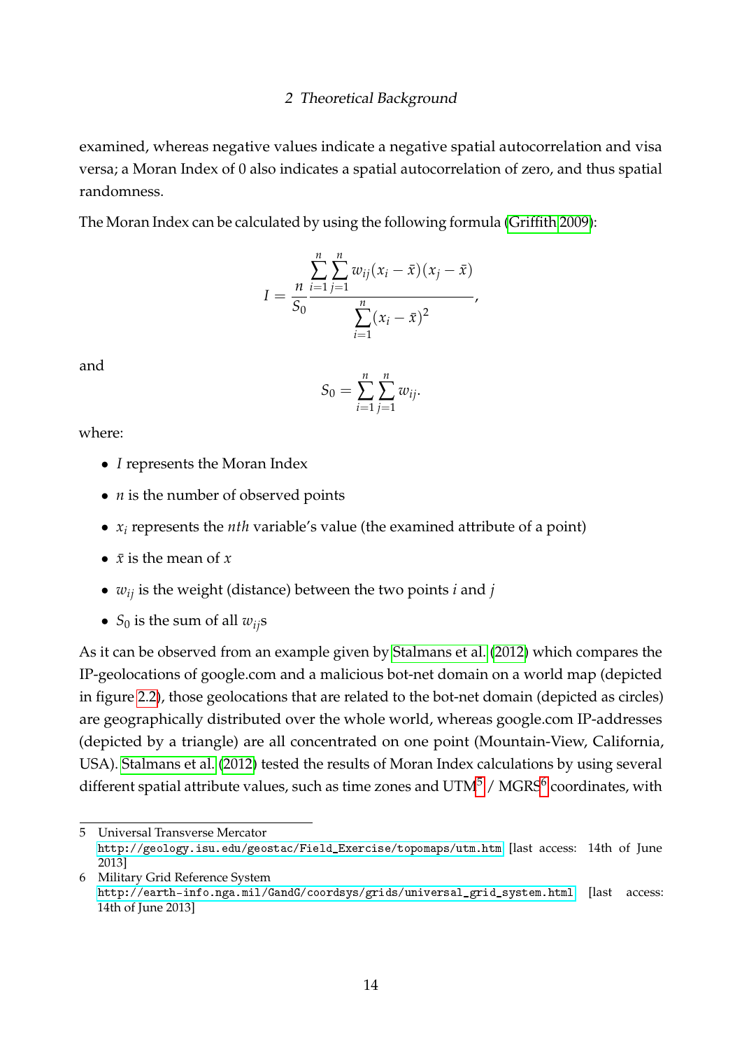examined, whereas negative values indicate a negative spatial autocorrelation and visa versa; a Moran Index of 0 also indicates a spatial autocorrelation of zero, and thus spatial randomness.

The Moran Index can be calculated by using the following formula (Griffith 2009):

$$I = \frac{n}{S_0} \frac{\sum_{i=1}^{n} \sum_{j=1}^{n} w_{ij}(x_i - \bar{x})(x_j - \bar{x})}{\sum_{i=1}^{n} (x_i - \bar{x})^2},$$

and

$$S_0 = \sum_{i=1}^{n} \sum_{j=1}^{n} w_{ij}.$$

where:

- $I$ represents the Moran Index
- $n$ is the number of observed points
- $x_i$ represents the *nth* variable's value (the examined attribute of a point)
- $\bar{x}$ is the mean of $x$
- $w_{ij}$ is the weight (distance) between the two points $i$ and $j$
- $S_0$ is the sum of all $w_{ij}$s

As it can be observed from an example given by Stalmans et al. (2012) which compares the IP-geolocations of google.com and a malicious bot-net domain on a world map (depicted in figure 2.2), those geolocations that are related to the bot-net domain (depicted as circles) are geographically distributed over the whole world, whereas google.com IP-addresses (depicted by a triangle) are all concentrated on one point (Mountain-View, California, USA). Stalmans et al. (2012) tested the results of Moran Index calculations by using several different spatial attribute values, such as time zones and UTM[5] / MGRS[6] coordinates, with

5 Universal Transverse Mercator
`http://geology.isu.edu/geostac/Field_Exercise/topomaps/utm.htm` [last access: 14th of June 2013]

6 Military Grid Reference System
`http://earth-info.nga.mil/GandG/coordsys/grids/universal_grid_system.html` [last access: 14th of June 2013]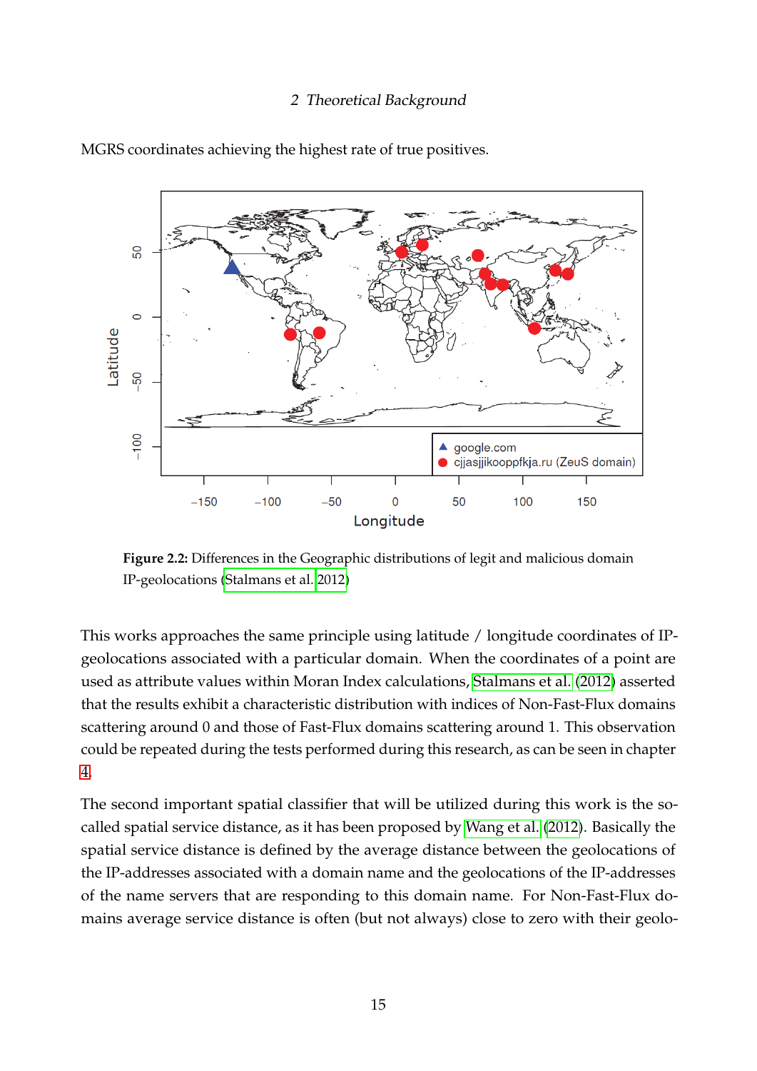MGRS coordinates achieving the highest rate of true positives.

**Figure 2.2:** Differences in the Geographic distributions of legit and malicious domain IP-geolocations (Stalmans et al. 2012)

This works approaches the same principle using latitude / longitude coordinates of IP-geolocations associated with a particular domain. When the coordinates of a point are used as attribute values within Moran Index calculations, Stalmans et al. (2012) asserted that the results exhibit a characteristic distribution with indices of Non-Fast-Flux domains scattering around 0 and those of Fast-Flux domains scattering around 1. This observation could be repeated during the tests performed during this research, as can be seen in chapter 4.

The second important spatial classifier that will be utilized during this work is the so-called spatial service distance, as it has been proposed by Wang et al. (2012). Basically the spatial service distance is defined by the average distance between the geolocations of the IP-addresses associated with a domain name and the geolocations of the IP-addresses of the name servers that are responding to this domain name. For Non-Fast-Flux domains average service distance is often (but not always) close to zero with their geolo-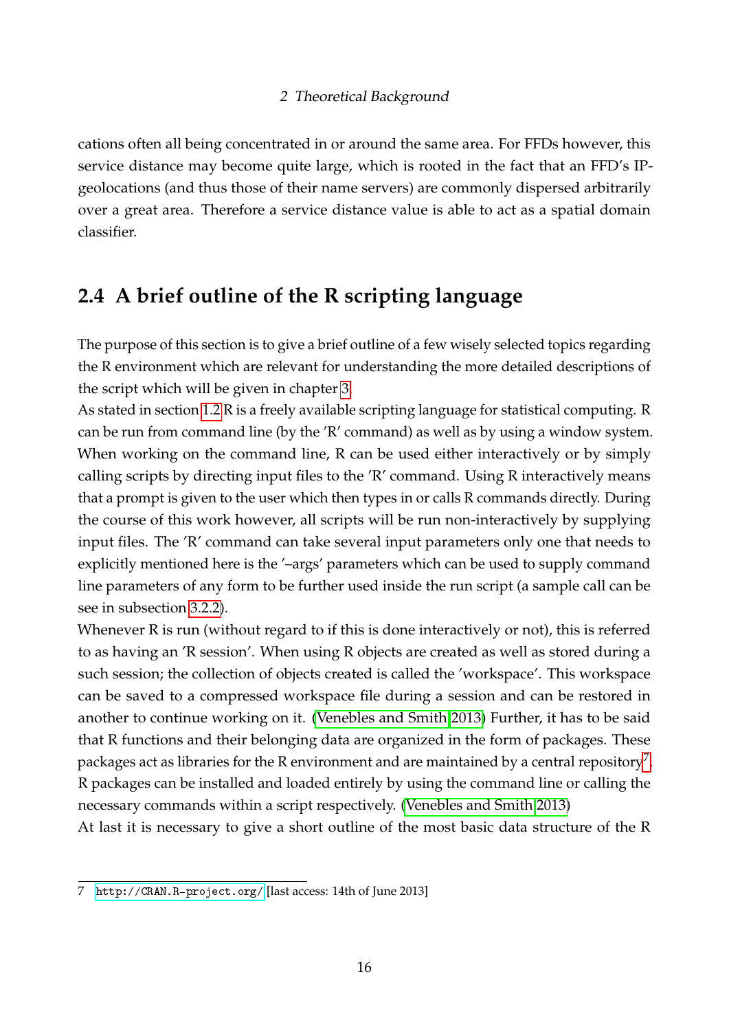cations often all being concentrated in or around the same area. For FFDs however, this service distance may become quite large, which is rooted in the fact that an FFD's IP-geolocations (and thus those of their name servers) are commonly dispersed arbitrarily over a great area. Therefore a service distance value is able to act as a spatial domain classifier.

## 2.4 A brief outline of the R scripting language

The purpose of this section is to give a brief outline of a few wisely selected topics regarding the R environment which are relevant for understanding the more detailed descriptions of the script which will be given in chapter 3.
As stated in section 1.2 R is a freely available scripting language for statistical computing. R can be run from command line (by the 'R' command) as well as by using a window system. When working on the command line, R can be used either interactively or by simply calling scripts by directing input files to the 'R' command. Using R interactively means that a prompt is given to the user which then types in or calls R commands directly. During the course of this work however, all scripts will be run non-interactively by supplying input files. The 'R' command can take several input parameters only one that needs to explicitly mentioned here is the '–args' parameters which can be used to supply command line parameters of any form to be further used inside the run script (a sample call can be see in subsection 3.2.2).
Whenever R is run (without regard to if this is done interactively or not), this is referred to as having an 'R session'. When using R objects are created as well as stored during a such session; the collection of objects created is called the 'workspace'. This workspace can be saved to a compressed workspace file during a session and can be restored in another to continue working on it. (Venebles and Smith 2013) Further, it has to be said that R functions and their belonging data are organized in the form of packages. These packages act as libraries for the R environment and are maintained by a central repository[7]. R packages can be installed and loaded entirely by using the command line or calling the necessary commands within a script respectively. (Venebles and Smith 2013)
At last it is necessary to give a short outline of the most basic data structure of the R

7 http://CRAN.R-project.org/ [last access: 14th of June 2013]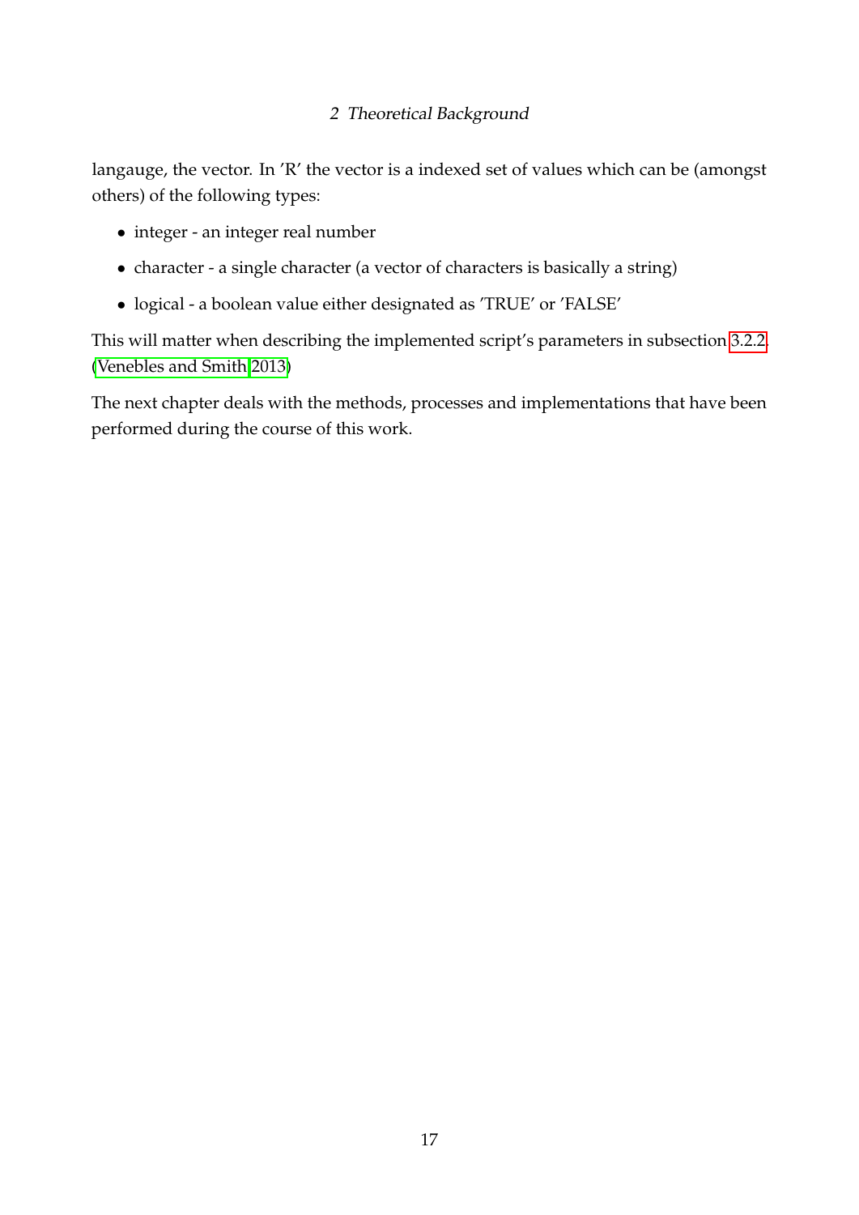langauge, the vector. In 'R' the vector is a indexed set of values which can be (amongst others) of the following types:

- integer - an integer real number
- character - a single character (a vector of characters is basically a string)
- logical - a boolean value either designated as 'TRUE' or 'FALSE'

This will matter when describing the implemented script's parameters in subsection 3.2.2. (Venebles and Smith 2013)

The next chapter deals with the methods, processes and implementations that have been performed during the course of this work.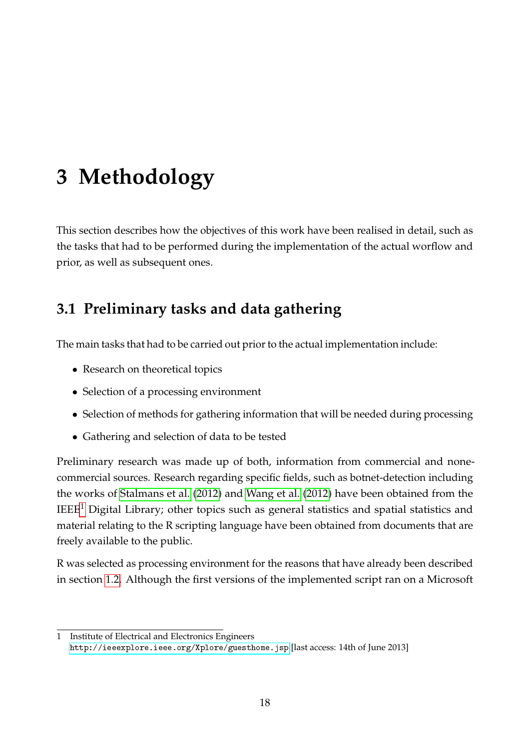# 3 Methodology

This section describes how the objectives of this work have been realised in detail, such as the tasks that had to be performed during the implementation of the actual worflow and prior, as well as subsequent ones.

## 3.1 Preliminary tasks and data gathering

The main tasks that had to be carried out prior to the actual implementation include:

- Research on theoretical topics
- Selection of a processing environment
- Selection of methods for gathering information that will be needed during processing
- Gathering and selection of data to be tested

Preliminary research was made up of both, information from commercial and none-commercial sources. Research regarding specific fields, such as botnet-detection including the works of Stalmans et al. (2012) and Wang et al. (2012) have been obtained from the IEEE[1] Digital Library; other topics such as general statistics and spatial statistics and material relating to the R scripting language have been obtained from documents that are freely available to the public.

R was selected as processing environment for the reasons that have already been described in section 1.2. Although the first versions of the implemented script ran on a Microsoft

1 Institute of Electrical and Electronics Engineers
http://ieeexplore.ieee.org/Xplore/guesthome.jsp [last access: 14th of June 2013]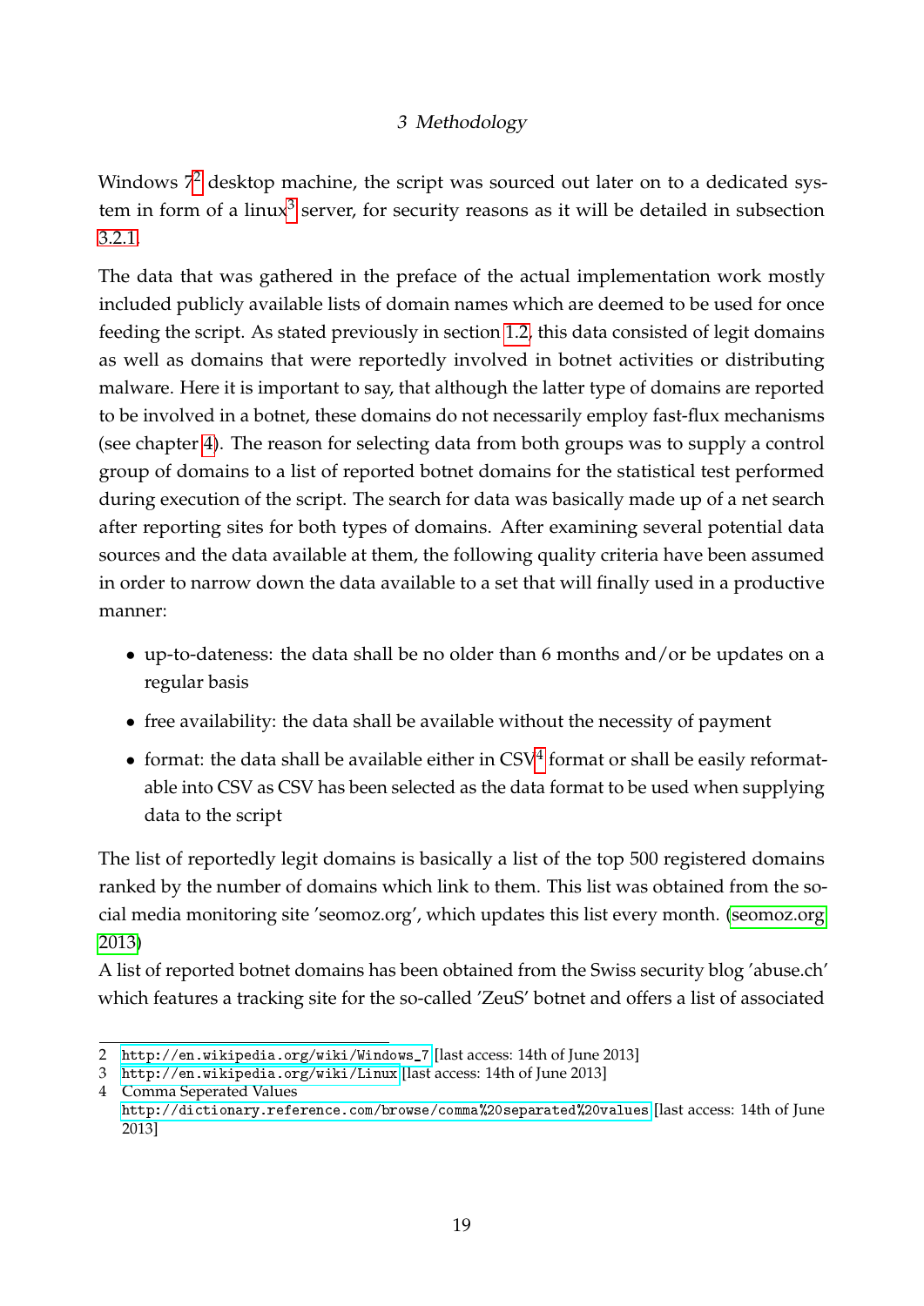Windows 7[2] desktop machine, the script was sourced out later on to a dedicated system in form of a linux[3] server, for security reasons as it will be detailed in subsection 3.2.1.

The data that was gathered in the preface of the actual implementation work mostly included publicly available lists of domain names which are deemed to be used for once feeding the script. As stated previously in section 1.2, this data consisted of legit domains as well as domains that were reportedly involved in botnet activities or distributing malware. Here it is important to say, that although the latter type of domains are reported to be involved in a botnet, these domains do not necessarily employ fast-flux mechanisms (see chapter 4). The reason for selecting data from both groups was to supply a control group of domains to a list of reported botnet domains for the statistical test performed during execution of the script. The search for data was basically made up of a net search after reporting sites for both types of domains. After examining several potential data sources and the data available at them, the following quality criteria have been assumed in order to narrow down the data available to a set that will finally used in a productive manner:

- up-to-dateness: the data shall be no older than 6 months and/or be updates on a regular basis
- free availability: the data shall be available without the necessity of payment
- format: the data shall be available either in CSV[4] format or shall be easily reformatable into CSV as CSV has been selected as the data format to be used when supplying data to the script

The list of reportedly legit domains is basically a list of the top 500 registered domains ranked by the number of domains which link to them. This list was obtained from the social media monitoring site 'seomoz.org', which updates this list every month. (seomoz.org 2013)
A list of reported botnet domains has been obtained from the Swiss security blog 'abuse.ch' which features a tracking site for the so-called 'ZeuS' botnet and offers a list of associated

---

2 http://en.wikipedia.org/wiki/Windows_7 [last access: 14th of June 2013]
3 http://en.wikipedia.org/wiki/Linux [last access: 14th of June 2013]
4 Comma Seperated Values
http://dictionary.reference.com/browse/comma%20separated%20values [last access: 14th of June 2013]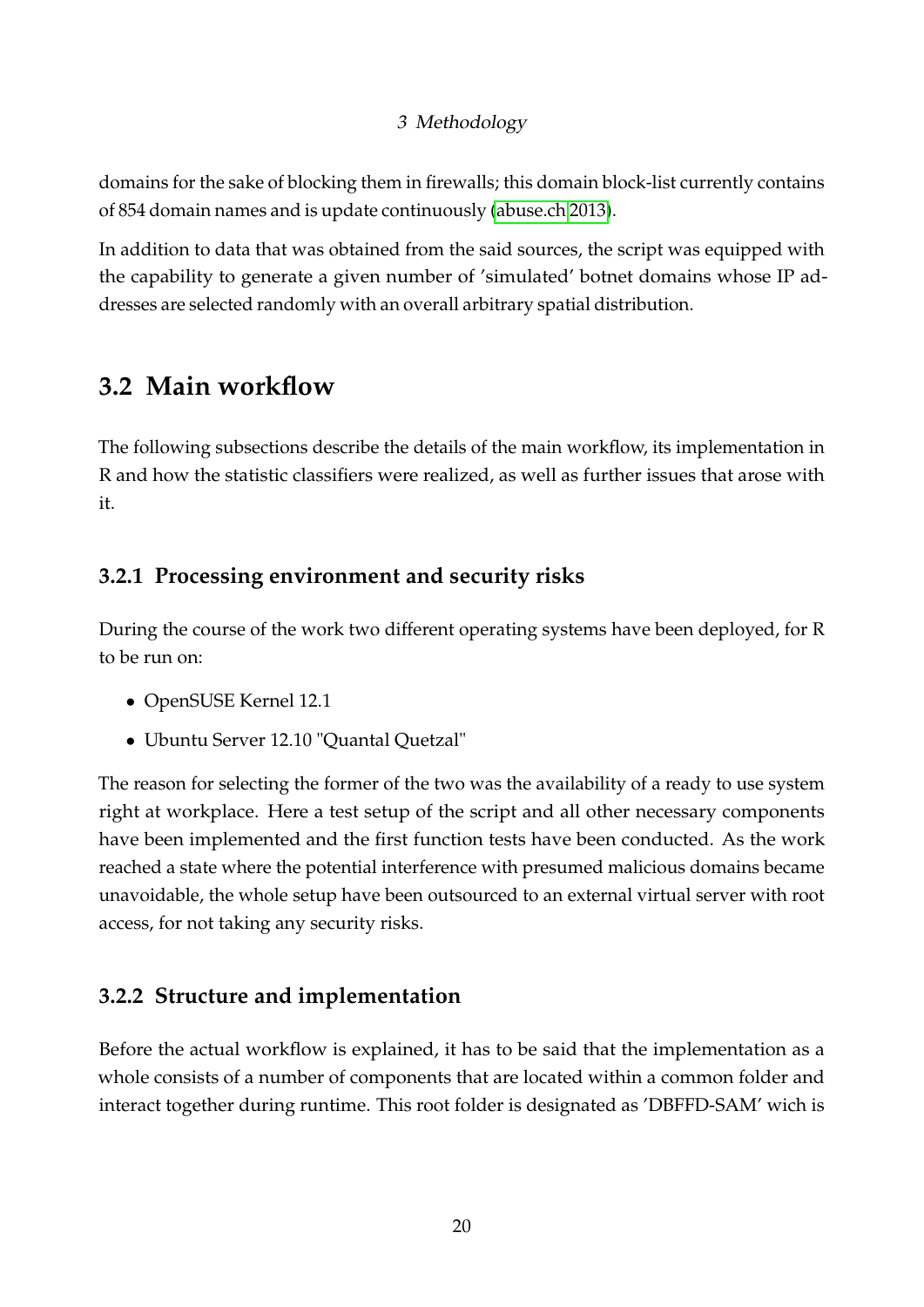domains for the sake of blocking them in firewalls; this domain block-list currently contains of 854 domain names and is update continuously (abuse.ch 2013).

In addition to data that was obtained from the said sources, the script was equipped with the capability to generate a given number of 'simulated' botnet domains whose IP addresses are selected randomly with an overall arbitrary spatial distribution.

## 3.2 Main workflow

The following subsections describe the details of the main workflow, its implementation in R and how the statistic classifiers were realized, as well as further issues that arose with it.

### 3.2.1 Processing environment and security risks

During the course of the work two different operating systems have been deployed, for R to be run on:

- OpenSUSE Kernel 12.1
- Ubuntu Server 12.10 "Quantal Quetzal"

The reason for selecting the former of the two was the availability of a ready to use system right at workplace. Here a test setup of the script and all other necessary components have been implemented and the first function tests have been conducted. As the work reached a state where the potential interference with presumed malicious domains became unavoidable, the whole setup have been outsourced to an external virtual server with root access, for not taking any security risks.

### 3.2.2 Structure and implementation

Before the actual workflow is explained, it has to be said that the implementation as a whole consists of a number of components that are located within a common folder and interact together during runtime. This root folder is designated as 'DBFFD-SAM' wich is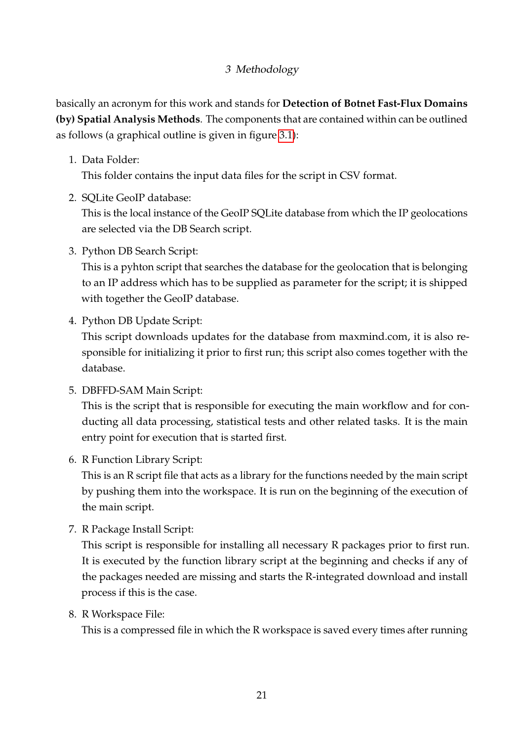basically an acronym for this work and stands for **Detection of Botnet Fast-Flux Domains (by) Spatial Analysis Methods**. The components that are contained within can be outlined as follows (a graphical outline is given in figure 3.1):

1. Data Folder:
   This folder contains the input data files for the script in CSV format.

2. SQLite GeoIP database:
   This is the local instance of the GeoIP SQLite database from which the IP geolocations are selected via the DB Search script.

3. Python DB Search Script:
   This is a pyhton script that searches the database for the geolocation that is belonging to an IP address which has to be supplied as parameter for the script; it is shipped with together the GeoIP database.

4. Python DB Update Script:
   This script downloads updates for the database from maxmind.com, it is also responsible for initializing it prior to first run; this script also comes together with the database.

5. DBFFD-SAM Main Script:
   This is the script that is responsible for executing the main workflow and for conducting all data processing, statistical tests and other related tasks. It is the main entry point for execution that is started first.

6. R Function Library Script:
   This is an R script file that acts as a library for the functions needed by the main script by pushing them into the workspace. It is run on the beginning of the execution of the main script.

7. R Package Install Script:
   This script is responsible for installing all necessary R packages prior to first run. It is executed by the function library script at the beginning and checks if any of the packages needed are missing and starts the R-integrated download and install process if this is the case.

8. R Workspace File:
   This is a compressed file in which the R workspace is saved every times after running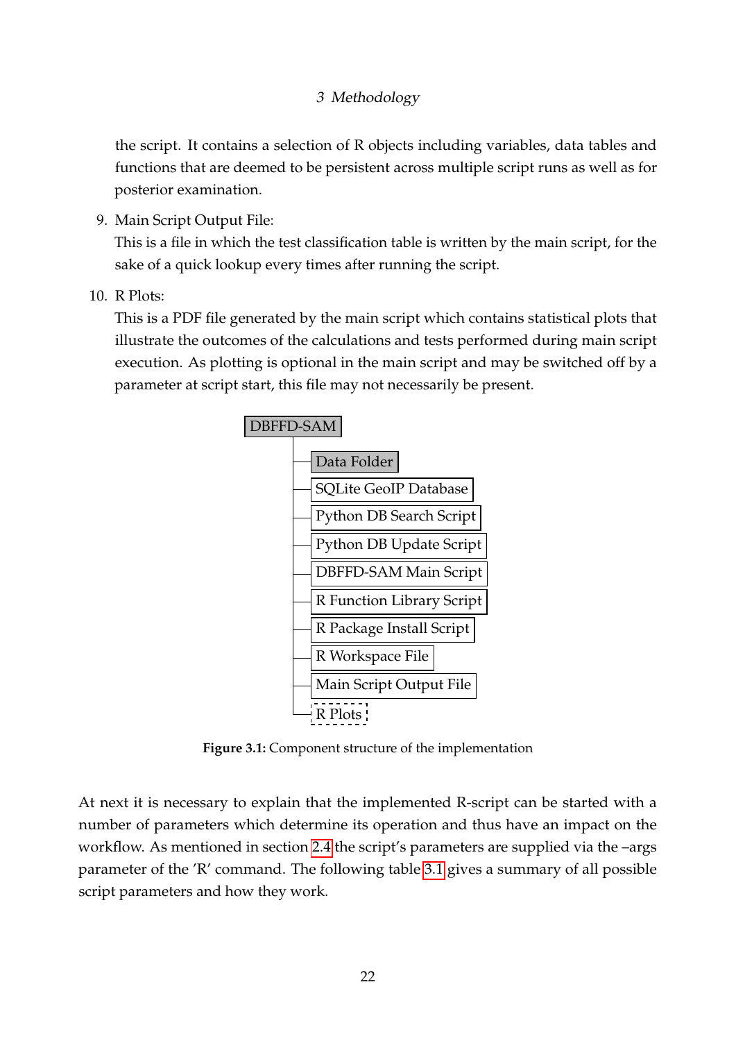the script. It contains a selection of R objects including variables, data tables and functions that are deemed to be persistent across multiple script runs as well as for posterior examination.

9. Main Script Output File:
   This is a file in which the test classification table is written by the main script, for the sake of a quick lookup every times after running the script.

10. R Plots:
    This is a PDF file generated by the main script which contains statistical plots that illustrate the outcomes of the calculations and tests performed during main script execution. As plotting is optional in the main script and may be switched off by a parameter at script start, this file may not necessarily be present.

```
DBFFD-SAM
├── Data Folder
├── SQLite GeoIP Database
├── Python DB Search Script
├── Python DB Update Script
├── DBFFD-SAM Main Script
├── R Function Library Script
├── R Package Install Script
├── R Workspace File
├── Main Script Output File
└── R Plots
```

**Figure 3.1:** Component structure of the implementation

At next it is necessary to explain that the implemented R-script can be started with a number of parameters which determine its operation and thus have an impact on the workflow. As mentioned in section 2.4 the script's parameters are supplied via the –args parameter of the 'R' command. The following table 3.1 gives a summary of all possible script parameters and how they work.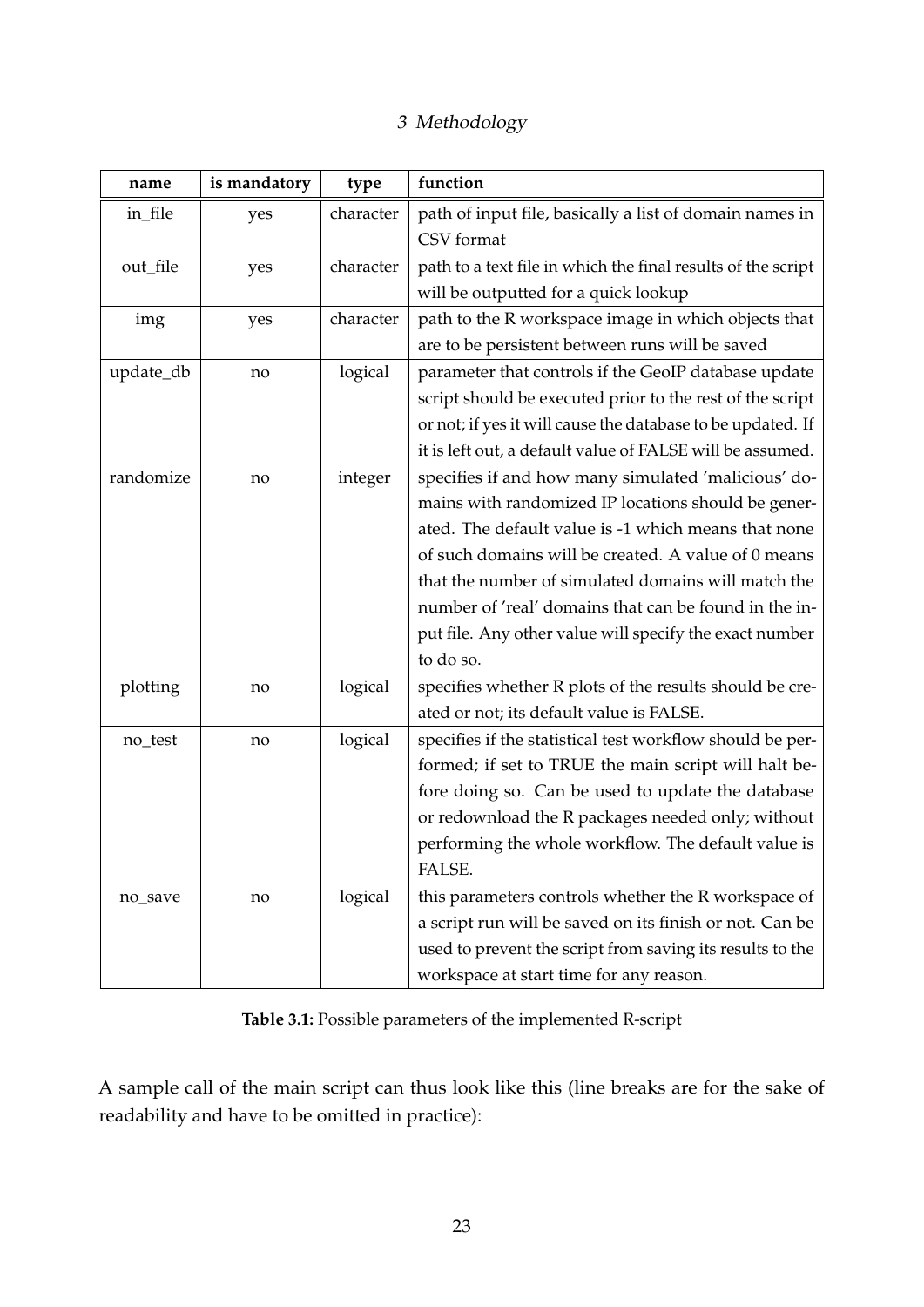| name | is mandatory | type | function |
|---|---|---|---|
| in_file | yes | character | path of input file, basically a list of domain names in CSV format |
| out_file | yes | character | path to a text file in which the final results of the script will be outputted for a quick lookup |
| img | yes | character | path to the R workspace image in which objects that are to be persistent between runs will be saved |
| update_db | no | logical | parameter that controls if the GeoIP database update script should be executed prior to the rest of the script or not; if yes it will cause the database to be updated. If it is left out, a default value of FALSE will be assumed. |
| randomize | no | integer | specifies if and how many simulated 'malicious' domains with randomized IP locations should be generated. The default value is -1 which means that none of such domains will be created. A value of 0 means that the number of simulated domains will match the number of 'real' domains that can be found in the input file. Any other value will specify the exact number to do so. |
| plotting | no | logical | specifies whether R plots of the results should be created or not; its default value is FALSE. |
| no_test | no | logical | specifies if the statistical test workflow should be performed; if set to TRUE the main script will halt before doing so. Can be used to update the database or redownload the R packages needed only; without performing the whole workflow. The default value is FALSE. |
| no_save | no | logical | this parameters controls whether the R workspace of a script run will be saved on its finish or not. Can be used to prevent the script from saving its results to the workspace at start time for any reason. |

**Table 3.1:** Possible parameters of the implemented R-script

A sample call of the main script can thus look like this (line breaks are for the sake of readability and have to be omitted in practice):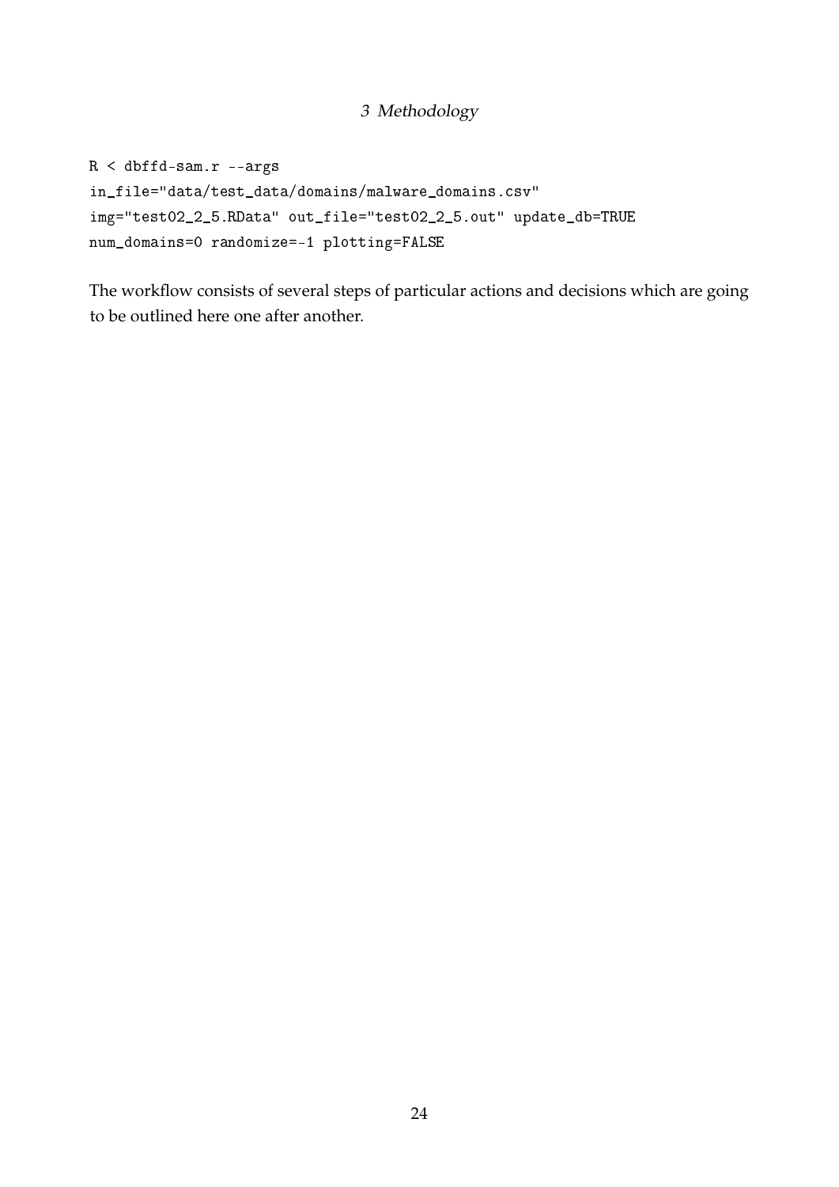```
R < dbffd-sam.r --args
in_file="data/test_data/domains/malware_domains.csv"
img="test02_2_5.RData" out_file="test02_2_5.out" update_db=TRUE
num_domains=0 randomize=-1 plotting=FALSE
```

The workflow consists of several steps of particular actions and decisions which are going to be outlined here one after another.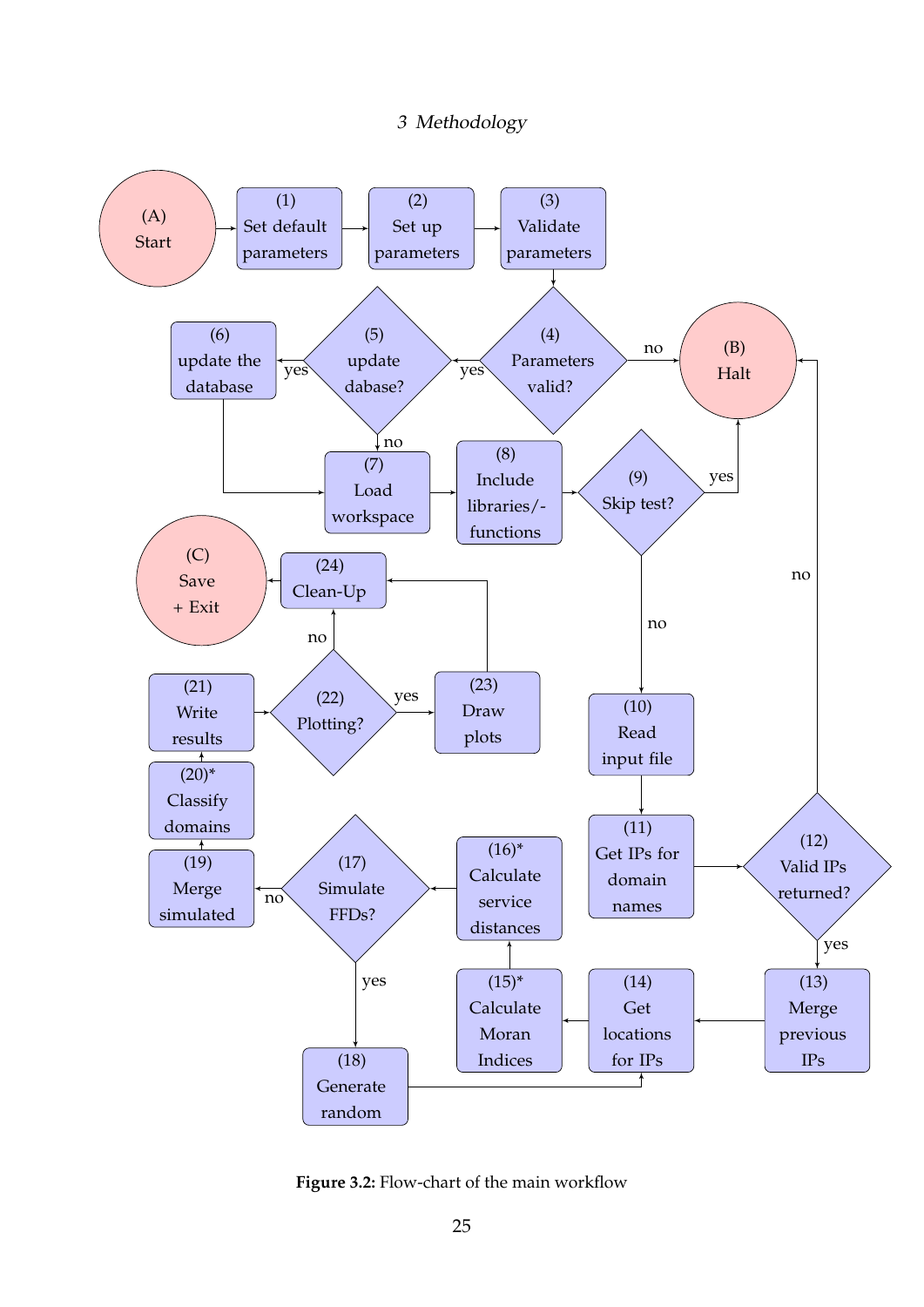(A)
Start

(1)
Set default parameters

(2)
Set up parameters

(3)
Validate parameters

(4)
Parameters valid?

(5)
update dabase?

(6)
update the database

(B)
Halt

(7)
Load workspace

(8)
Include libraries/-functions

(9)
Skip test?

(C)
Save + Exit

(24)
Clean-Up

(21)
Write results

(22)
Plotting?

(23)
Draw plots

(10)
Read input file

(20)*
Classify domains

(11)
Get IPs for domain names

(12)
Valid IPs returned?

(19)
Merge simulated

(17)
Simulate FFDs?

(16)*
Calculate service distances

(15)*
Calculate Moran Indices

(14)
Get locations for IPs

(13)
Merge previous IPs

(18)
Generate random

yes / no / yes / no / yes / no / no / yes / no / yes / yes / no

**Figure 3.2:** Flow-chart of the main workflow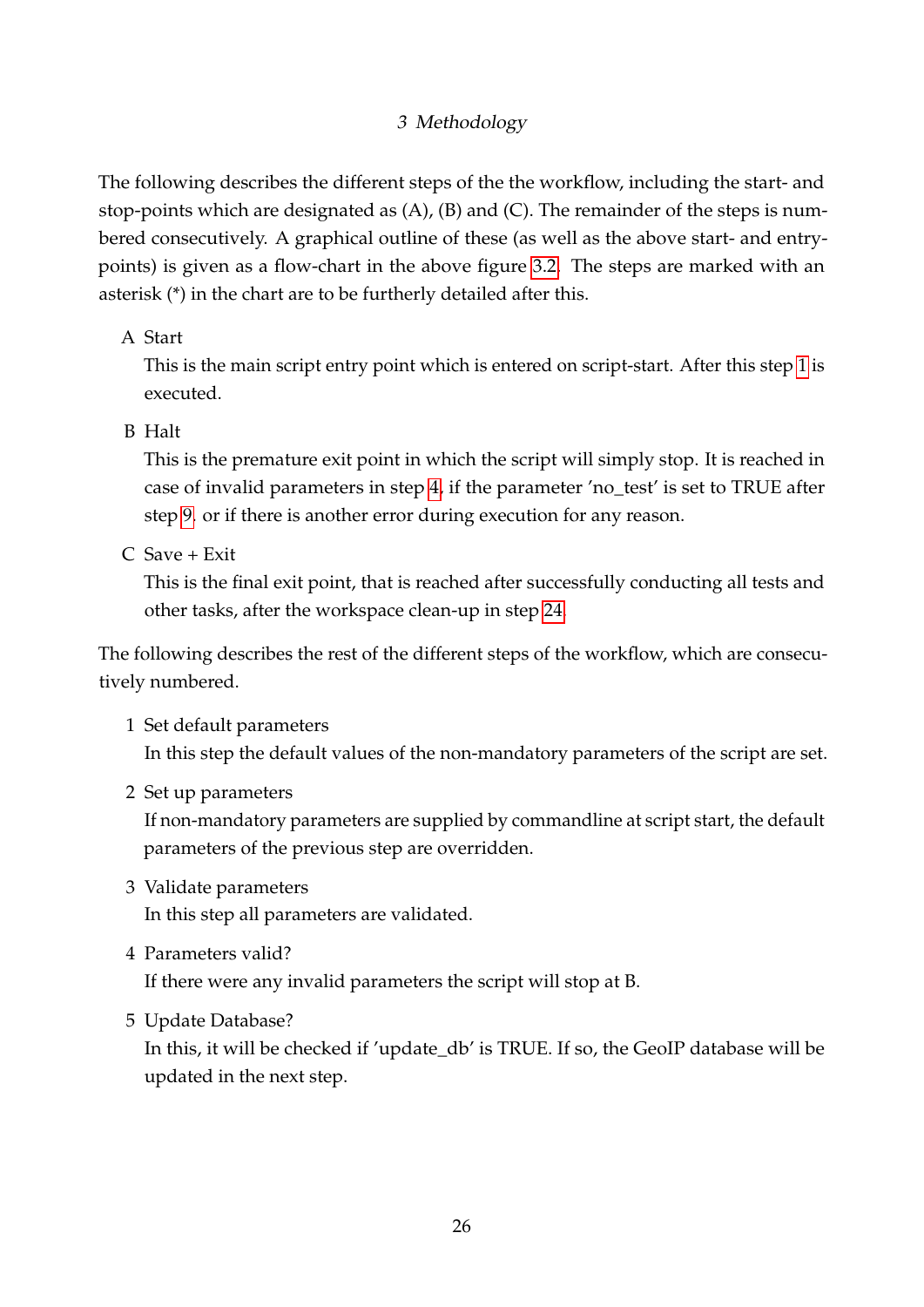The following describes the different steps of the the workflow, including the start- and stop-points which are designated as (A), (B) and (C). The remainder of the steps is numbered consecutively. A graphical outline of these (as well as the above start- and entry-points) is given as a flow-chart in the above figure 3.2. The steps are marked with an asterisk (*) in the chart are to be furtherly detailed after this.

A Start
This is the main script entry point which is entered on script-start. After this step 1 is executed.

B Halt
This is the premature exit point in which the script will simply stop. It is reached in case of invalid parameters in step 4, if the parameter 'no_test' is set to TRUE after step 9, or if there is another error during execution for any reason.

C Save + Exit
This is the final exit point, that is reached after successfully conducting all tests and other tasks, after the workspace clean-up in step 24.

The following describes the rest of the different steps of the workflow, which are consecutively numbered.

1 Set default parameters
In this step the default values of the non-mandatory parameters of the script are set.

2 Set up parameters
If non-mandatory parameters are supplied by commandline at script start, the default parameters of the previous step are overridden.

3 Validate parameters
In this step all parameters are validated.

4 Parameters valid?
If there were any invalid parameters the script will stop at B.

5 Update Database?
In this, it will be checked if 'update_db' is TRUE. If so, the GeoIP database will be updated in the next step.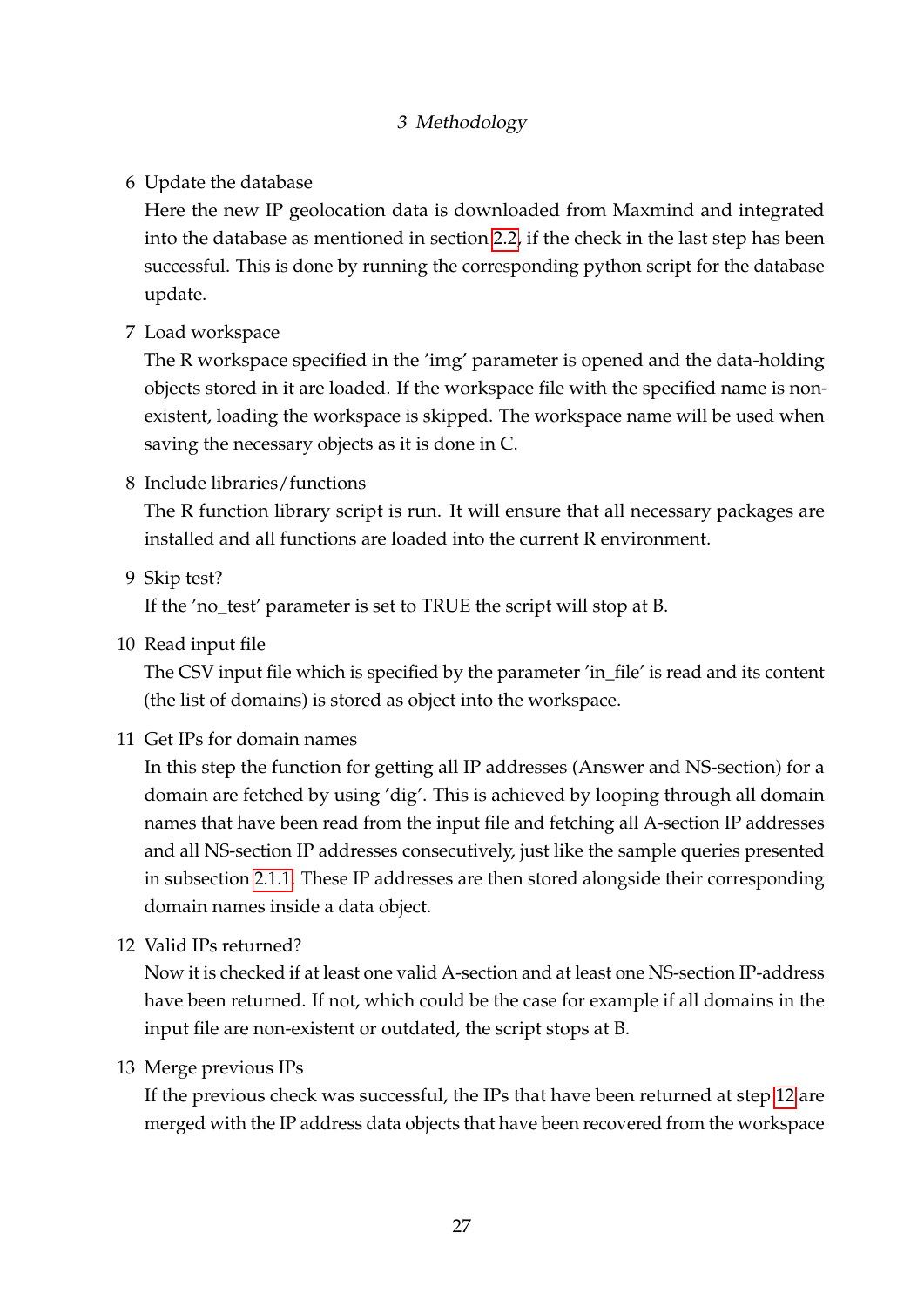6 Update the database

Here the new IP geolocation data is downloaded from Maxmind and integrated into the database as mentioned in section 2.2, if the check in the last step has been successful. This is done by running the corresponding python script for the database update.

7 Load workspace

The R workspace specified in the 'img' parameter is opened and the data-holding objects stored in it are loaded. If the workspace file with the specified name is non-existent, loading the workspace is skipped. The workspace name will be used when saving the necessary objects as it is done in C.

8 Include libraries/functions

The R function library script is run. It will ensure that all necessary packages are installed and all functions are loaded into the current R environment.

9 Skip test?

If the 'no_test' parameter is set to TRUE the script will stop at B.

10 Read input file

The CSV input file which is specified by the parameter 'in_file' is read and its content (the list of domains) is stored as object into the workspace.

11 Get IPs for domain names

In this step the function for getting all IP addresses (Answer and NS-section) for a domain are fetched by using 'dig'. This is achieved by looping through all domain names that have been read from the input file and fetching all A-section IP addresses and all NS-section IP addresses consecutively, just like the sample queries presented in subsection 2.1.1. These IP addresses are then stored alongside their corresponding domain names inside a data object.

12 Valid IPs returned?

Now it is checked if at least one valid A-section and at least one NS-section IP-address have been returned. If not, which could be the case for example if all domains in the input file are non-existent or outdated, the script stops at B.

13 Merge previous IPs

If the previous check was successful, the IPs that have been returned at step 12 are merged with the IP address data objects that have been recovered from the workspace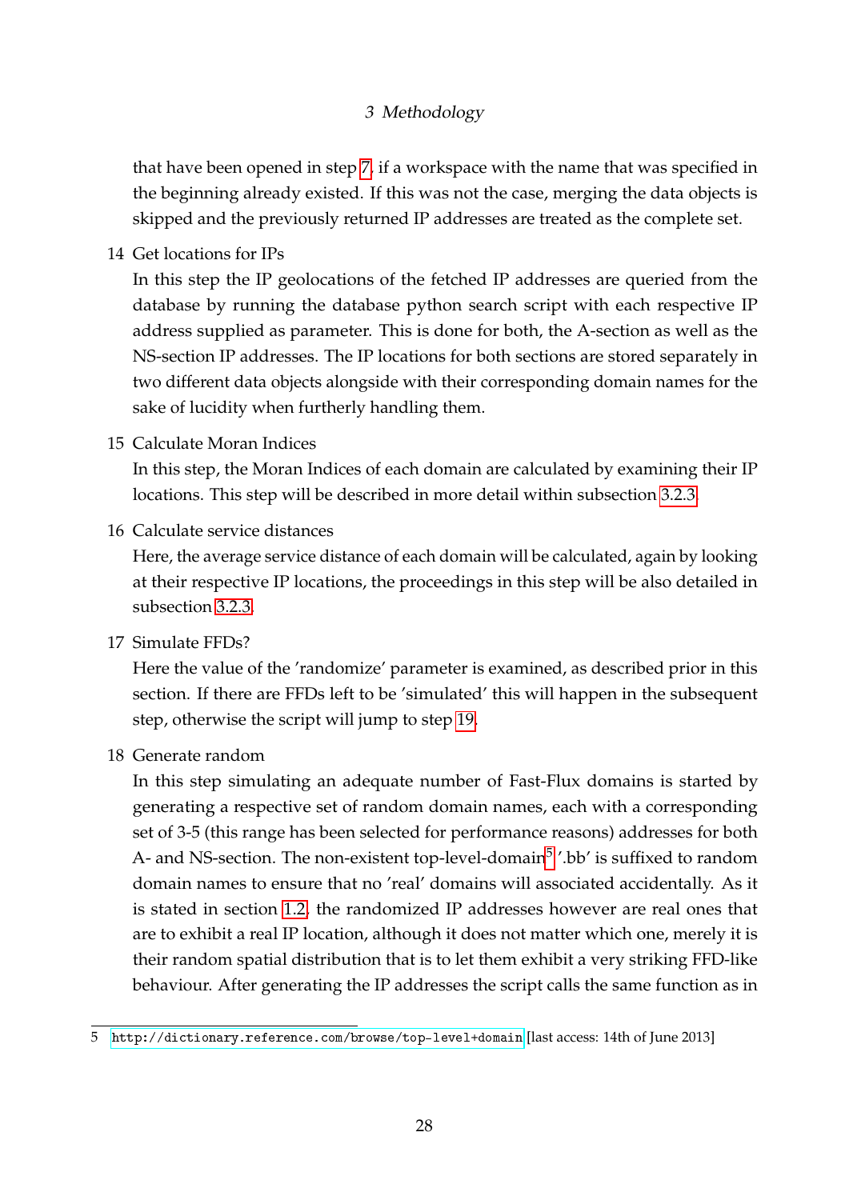that have been opened in step 7, if a workspace with the name that was specified in the beginning already existed. If this was not the case, merging the data objects is skipped and the previously returned IP addresses are treated as the complete set.

14 Get locations for IPs

In this step the IP geolocations of the fetched IP addresses are queried from the database by running the database python search script with each respective IP address supplied as parameter. This is done for both, the A-section as well as the NS-section IP addresses. The IP locations for both sections are stored separately in two different data objects alongside with their corresponding domain names for the sake of lucidity when furtherly handling them.

15 Calculate Moran Indices

In this step, the Moran Indices of each domain are calculated by examining their IP locations. This step will be described in more detail within subsection 3.2.3.

16 Calculate service distances

Here, the average service distance of each domain will be calculated, again by looking at their respective IP locations, the proceedings in this step will be also detailed in subsection 3.2.3.

17 Simulate FFDs?

Here the value of the 'randomize' parameter is examined, as described prior in this section. If there are FFDs left to be 'simulated' this will happen in the subsequent step, otherwise the script will jump to step 19.

18 Generate random

In this step simulating an adequate number of Fast-Flux domains is started by generating a respective set of random domain names, each with a corresponding set of 3-5 (this range has been selected for performance reasons) addresses for both A- and NS-section. The non-existent top-level-domain[5] '.bb' is suffixed to random domain names to ensure that no 'real' domains will associated accidentally. As it is stated in section 1.2, the randomized IP addresses however are real ones that are to exhibit a real IP location, although it does not matter which one, merely it is their random spatial distribution that is to let them exhibit a very striking FFD-like behaviour. After generating the IP addresses the script calls the same function as in

5 http://dictionary.reference.com/browse/top-level+domain [last access: 14th of June 2013]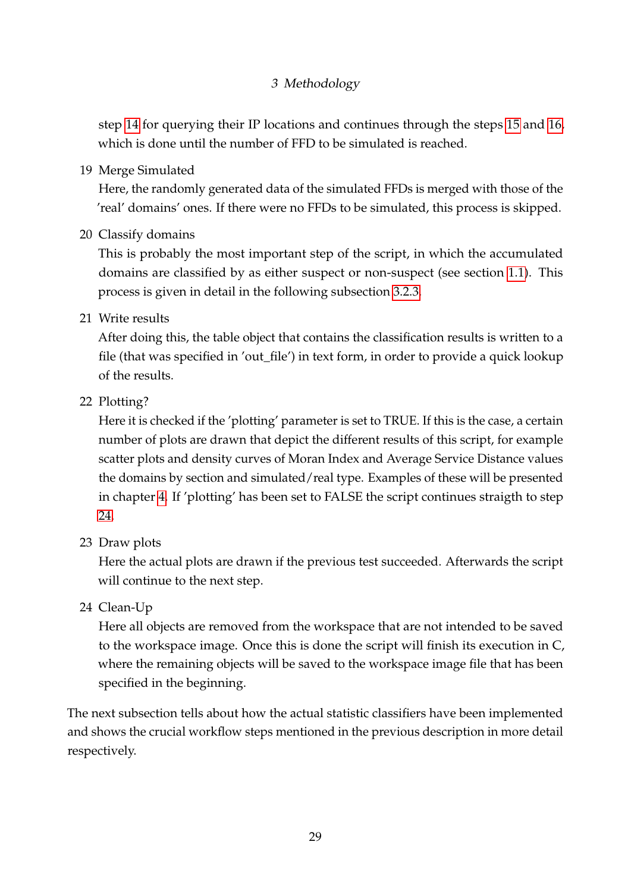step 14 for querying their IP locations and continues through the steps 15 and 16, which is done until the number of FFD to be simulated is reached.

19 Merge Simulated

Here, the randomly generated data of the simulated FFDs is merged with those of the 'real' domains' ones. If there were no FFDs to be simulated, this process is skipped.

20 Classify domains

This is probably the most important step of the script, in which the accumulated domains are classified by as either suspect or non-suspect (see section 1.1). This process is given in detail in the following subsection 3.2.3.

21 Write results

After doing this, the table object that contains the classification results is written to a file (that was specified in 'out_file') in text form, in order to provide a quick lookup of the results.

22 Plotting?

Here it is checked if the 'plotting' parameter is set to TRUE. If this is the case, a certain number of plots are drawn that depict the different results of this script, for example scatter plots and density curves of Moran Index and Average Service Distance values the domains by section and simulated/real type. Examples of these will be presented in chapter 4. If 'plotting' has been set to FALSE the script continues straigth to step 24.

23 Draw plots

Here the actual plots are drawn if the previous test succeeded. Afterwards the script will continue to the next step.

24 Clean-Up

Here all objects are removed from the workspace that are not intended to be saved to the workspace image. Once this is done the script will finish its execution in C, where the remaining objects will be saved to the workspace image file that has been specified in the beginning.

The next subsection tells about how the actual statistic classifiers have been implemented and shows the crucial workflow steps mentioned in the previous description in more detail respectively.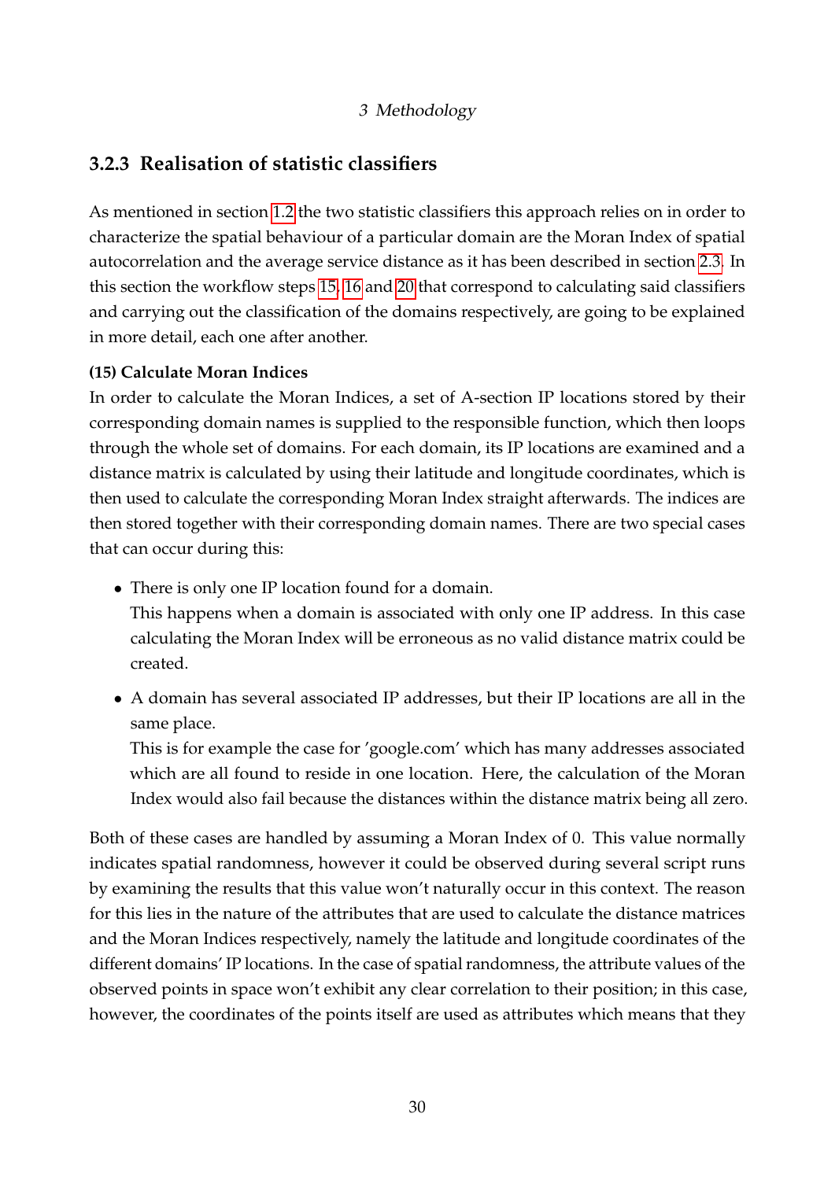### 3.2.3 Realisation of statistic classifiers

As mentioned in section 1.2 the two statistic classifiers this approach relies on in order to characterize the spatial behaviour of a particular domain are the Moran Index of spatial autocorrelation and the average service distance as it has been described in section 2.3. In this section the workflow steps 15, 16 and 20 that correspond to calculating said classifiers and carrying out the classification of the domains respectively, are going to be explained in more detail, each one after another.

**(15) Calculate Moran Indices**

In order to calculate the Moran Indices, a set of A-section IP locations stored by their corresponding domain names is supplied to the responsible function, which then loops through the whole set of domains. For each domain, its IP locations are examined and a distance matrix is calculated by using their latitude and longitude coordinates, which is then used to calculate the corresponding Moran Index straight afterwards. The indices are then stored together with their corresponding domain names. There are two special cases that can occur during this:

- There is only one IP location found for a domain.
  This happens when a domain is associated with only one IP address. In this case calculating the Moran Index will be erroneous as no valid distance matrix could be created.
- A domain has several associated IP addresses, but their IP locations are all in the same place.
  This is for example the case for 'google.com' which has many addresses associated which are all found to reside in one location. Here, the calculation of the Moran Index would also fail because the distances within the distance matrix being all zero.

Both of these cases are handled by assuming a Moran Index of 0. This value normally indicates spatial randomness, however it could be observed during several script runs by examining the results that this value won't naturally occur in this context. The reason for this lies in the nature of the attributes that are used to calculate the distance matrices and the Moran Indices respectively, namely the latitude and longitude coordinates of the different domains' IP locations. In the case of spatial randomness, the attribute values of the observed points in space won't exhibit any clear correlation to their position; in this case, however, the coordinates of the points itself are used as attributes which means that they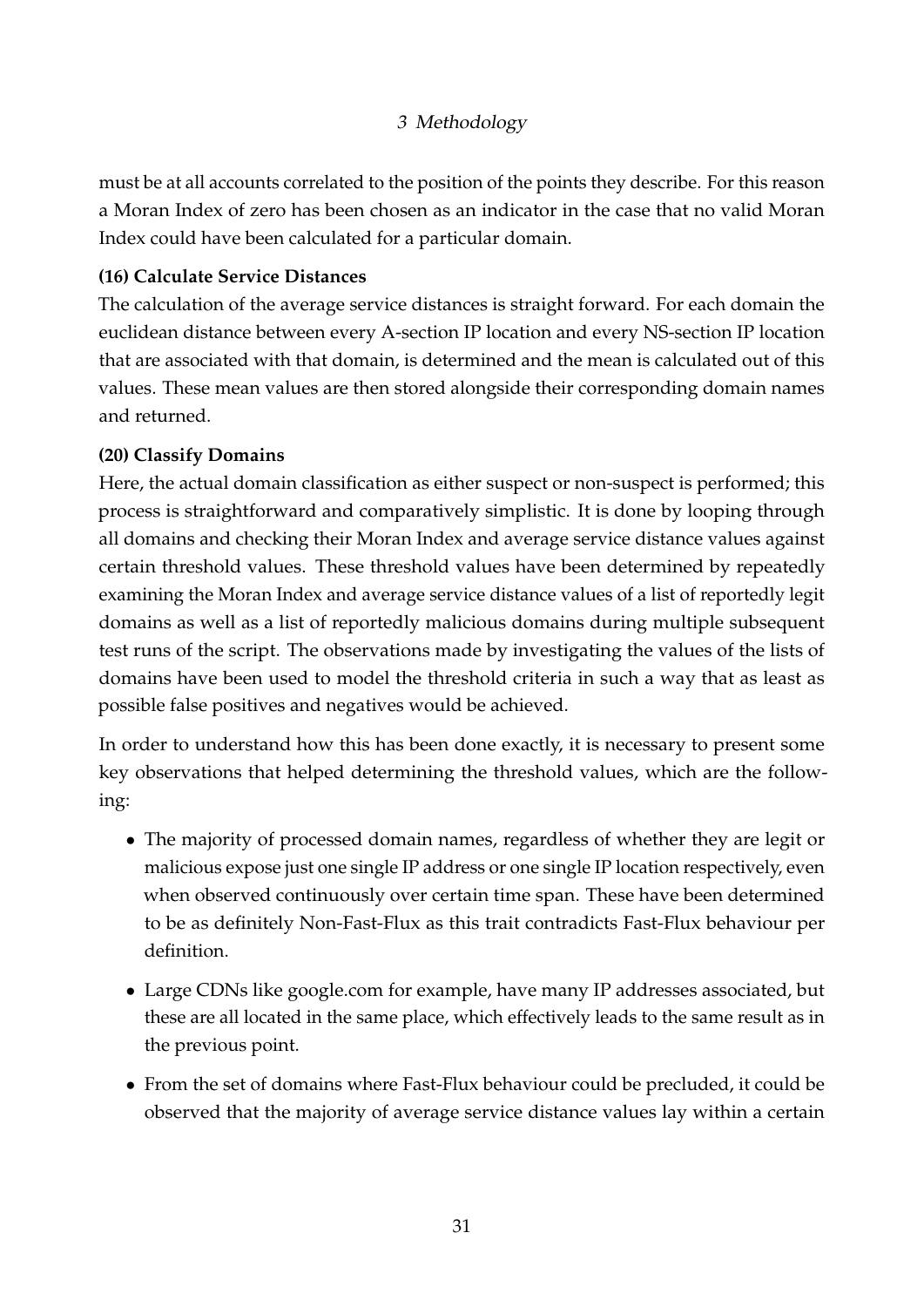must be at all accounts correlated to the position of the points they describe. For this reason a Moran Index of zero has been chosen as an indicator in the case that no valid Moran Index could have been calculated for a particular domain.

**(16) Calculate Service Distances**

The calculation of the average service distances is straight forward. For each domain the euclidean distance between every A-section IP location and every NS-section IP location that are associated with that domain, is determined and the mean is calculated out of this values. These mean values are then stored alongside their corresponding domain names and returned.

**(20) Classify Domains**

Here, the actual domain classification as either suspect or non-suspect is performed; this process is straightforward and comparatively simplistic. It is done by looping through all domains and checking their Moran Index and average service distance values against certain threshold values. These threshold values have been determined by repeatedly examining the Moran Index and average service distance values of a list of reportedly legit domains as well as a list of reportedly malicious domains during multiple subsequent test runs of the script. The observations made by investigating the values of the lists of domains have been used to model the threshold criteria in such a way that as least as possible false positives and negatives would be achieved.

In order to understand how this has been done exactly, it is necessary to present some key observations that helped determining the threshold values, which are the following:

- The majority of processed domain names, regardless of whether they are legit or malicious expose just one single IP address or one single IP location respectively, even when observed continuously over certain time span. These have been determined to be as definitely Non-Fast-Flux as this trait contradicts Fast-Flux behaviour per definition.
- Large CDNs like google.com for example, have many IP addresses associated, but these are all located in the same place, which effectively leads to the same result as in the previous point.
- From the set of domains where Fast-Flux behaviour could be precluded, it could be observed that the majority of average service distance values lay within a certain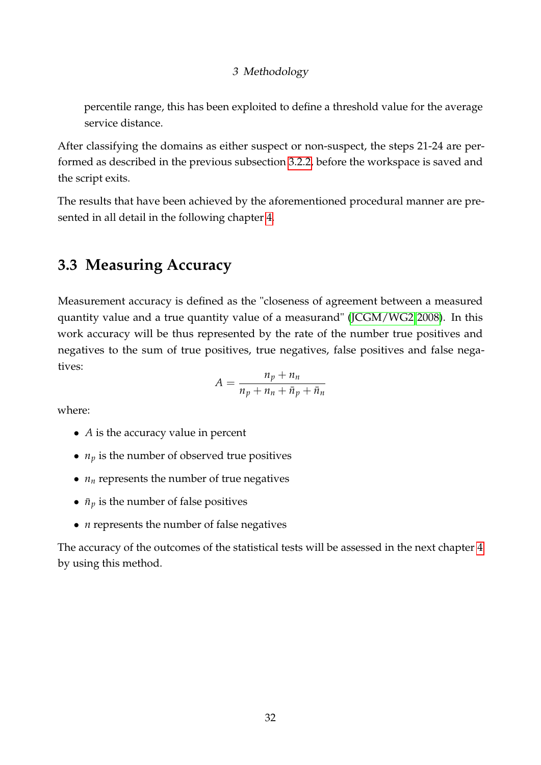percentile range, this has been exploited to define a threshold value for the average service distance.

After classifying the domains as either suspect or non-suspect, the steps 21-24 are performed as described in the previous subsection 3.2.2, before the workspace is saved and the script exits.

The results that have been achieved by the aforementioned procedural manner are presented in all detail in the following chapter 4.

## 3.3 Measuring Accuracy

Measurement accuracy is defined as the "closeness of agreement between a measured quantity value and a true quantity value of a measurand" (JCGM/WG2 2008). In this work accuracy will be thus represented by the rate of the number true positives and negatives to the sum of true positives, true negatives, false positives and false negatives:

$$A = \frac{n_p + n_n}{n_p + n_n + \bar{n}_p + \bar{n}_n}$$

where:

- $A$ is the accuracy value in percent
- $n_p$ is the number of observed true positives
- $n_n$ represents the number of true negatives
- $\bar{n}_p$ is the number of false positives
- $n$ represents the number of false negatives

The accuracy of the outcomes of the statistical tests will be assessed in the next chapter 4 by using this method.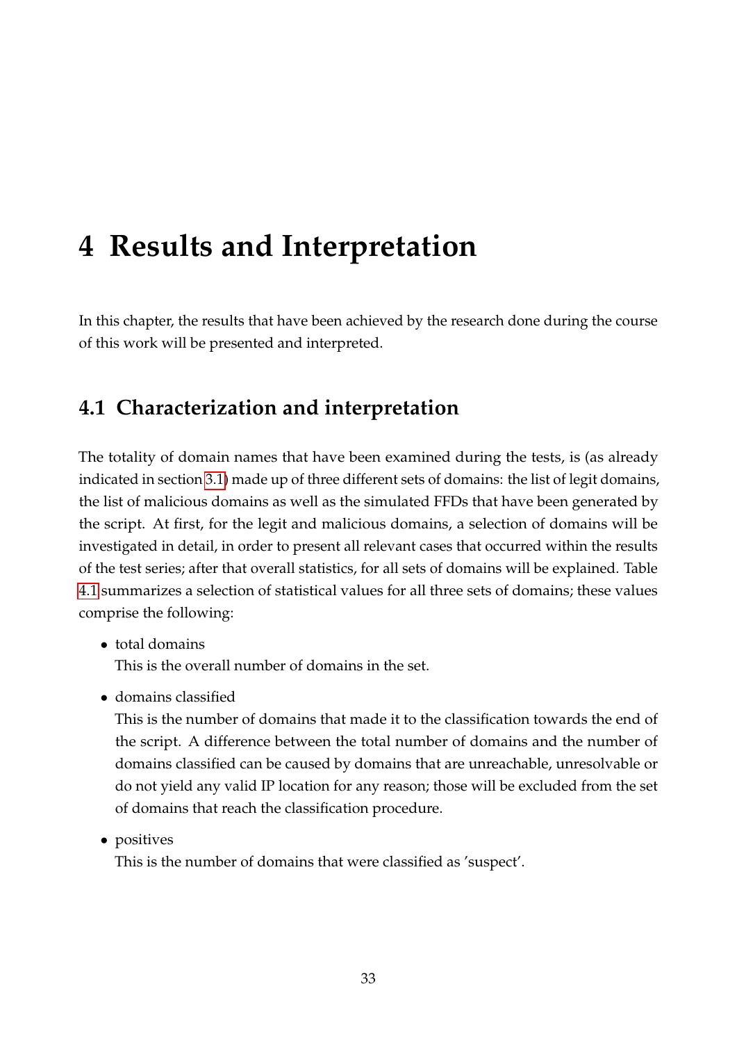# 4 Results and Interpretation

In this chapter, the results that have been achieved by the research done during the course of this work will be presented and interpreted.

## 4.1 Characterization and interpretation

The totality of domain names that have been examined during the tests, is (as already indicated in section 3.1) made up of three different sets of domains: the list of legit domains, the list of malicious domains as well as the simulated FFDs that have been generated by the script. At first, for the legit and malicious domains, a selection of domains will be investigated in detail, in order to present all relevant cases that occurred within the results of the test series; after that overall statistics, for all sets of domains will be explained. Table 4.1 summarizes a selection of statistical values for all three sets of domains; these values comprise the following:

- total domains
  This is the overall number of domains in the set.
- domains classified
  This is the number of domains that made it to the classification towards the end of the script. A difference between the total number of domains and the number of domains classified can be caused by domains that are unreachable, unresolvable or do not yield any valid IP location for any reason; those will be excluded from the set of domains that reach the classification procedure.
- positives
  This is the number of domains that were classified as 'suspect'.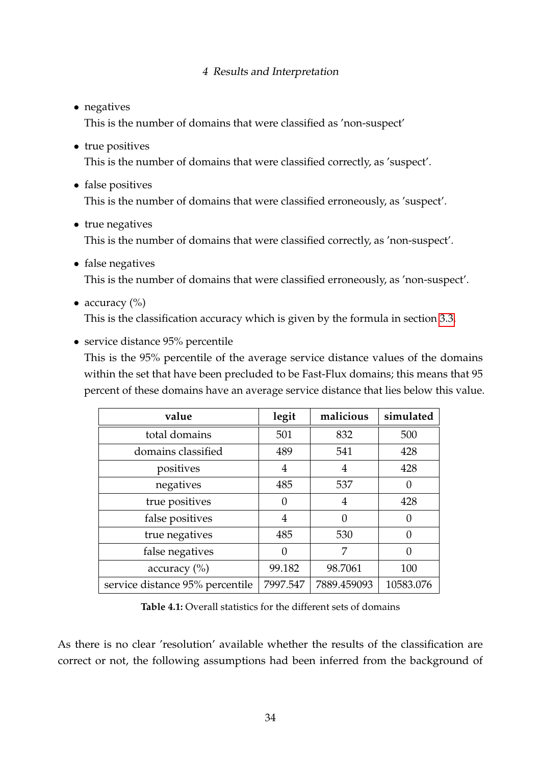- negatives
  This is the number of domains that were classified as 'non-suspect'
- true positives
  This is the number of domains that were classified correctly, as 'suspect'.
- false positives
  This is the number of domains that were classified erroneously, as 'suspect'.
- true negatives
  This is the number of domains that were classified correctly, as 'non-suspect'.
- false negatives
  This is the number of domains that were classified erroneously, as 'non-suspect'.
- accuracy (%)
  This is the classification accuracy which is given by the formula in section 3.3.
- service distance 95% percentile
  This is the 95% percentile of the average service distance values of the domains within the set that have been precluded to be Fast-Flux domains; this means that 95 percent of these domains have an average service distance that lies below this value.

| value | legit | malicious | simulated |
|---|---|---|---|
| total domains | 501 | 832 | 500 |
| domains classified | 489 | 541 | 428 |
| positives | 4 | 4 | 428 |
| negatives | 485 | 537 | 0 |
| true positives | 0 | 4 | 428 |
| false positives | 4 | 0 | 0 |
| true negatives | 485 | 530 | 0 |
| false negatives | 0 | 7 | 0 |
| accuracy (%) | 99.182 | 98.7061 | 100 |
| service distance 95% percentile | 7997.547 | 7889.459093 | 10583.076 |

**Table 4.1:** Overall statistics for the different sets of domains

As there is no clear 'resolution' available whether the results of the classification are correct or not, the following assumptions had been inferred from the background of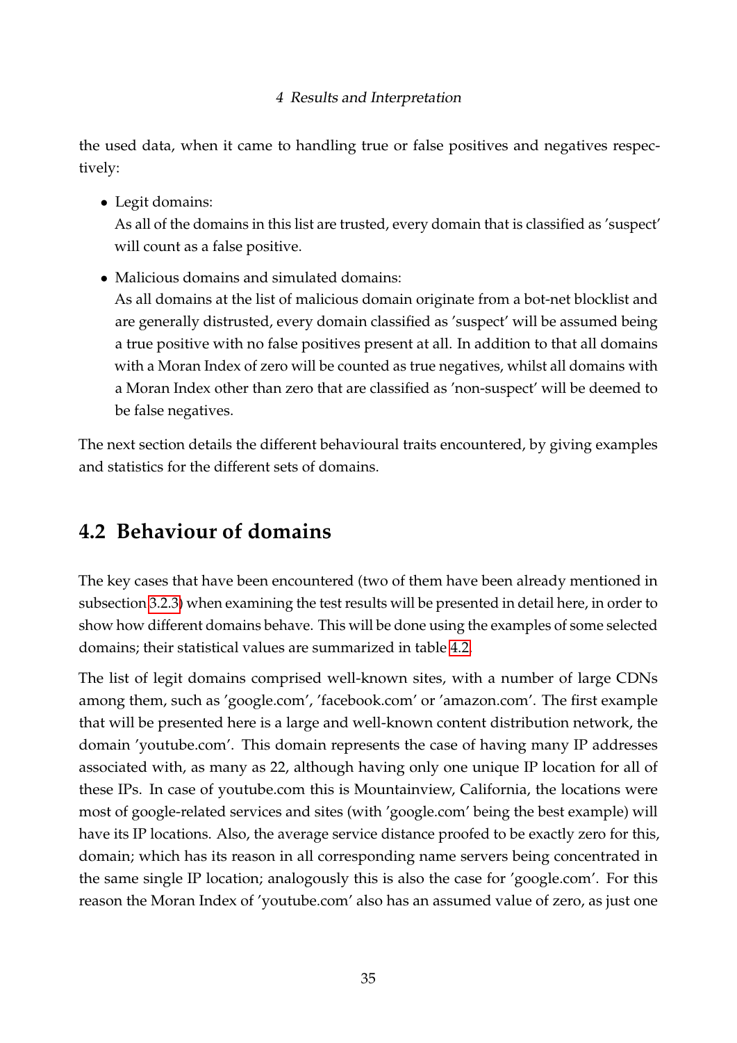the used data, when it came to handling true or false positives and negatives respectively:

- Legit domains:
  As all of the domains in this list are trusted, every domain that is classified as 'suspect' will count as a false positive.
- Malicious domains and simulated domains:
  As all domains at the list of malicious domain originate from a bot-net blocklist and are generally distrusted, every domain classified as 'suspect' will be assumed being a true positive with no false positives present at all. In addition to that all domains with a Moran Index of zero will be counted as true negatives, whilst all domains with a Moran Index other than zero that are classified as 'non-suspect' will be deemed to be false negatives.

The next section details the different behavioural traits encountered, by giving examples and statistics for the different sets of domains.

## 4.2 Behaviour of domains

The key cases that have been encountered (two of them have been already mentioned in subsection 3.2.3) when examining the test results will be presented in detail here, in order to show how different domains behave. This will be done using the examples of some selected domains; their statistical values are summarized in table 4.2.

The list of legit domains comprised well-known sites, with a number of large CDNs among them, such as 'google.com', 'facebook.com' or 'amazon.com'. The first example that will be presented here is a large and well-known content distribution network, the domain 'youtube.com'. This domain represents the case of having many IP addresses associated with, as many as 22, although having only one unique IP location for all of these IPs. In case of youtube.com this is Mountainview, California, the locations were most of google-related services and sites (with 'google.com' being the best example) will have its IP locations. Also, the average service distance proofed to be exactly zero for this, domain; which has its reason in all corresponding name servers being concentrated in the same single IP location; analogously this is also the case for 'google.com'. For this reason the Moran Index of 'youtube.com' also has an assumed value of zero, as just one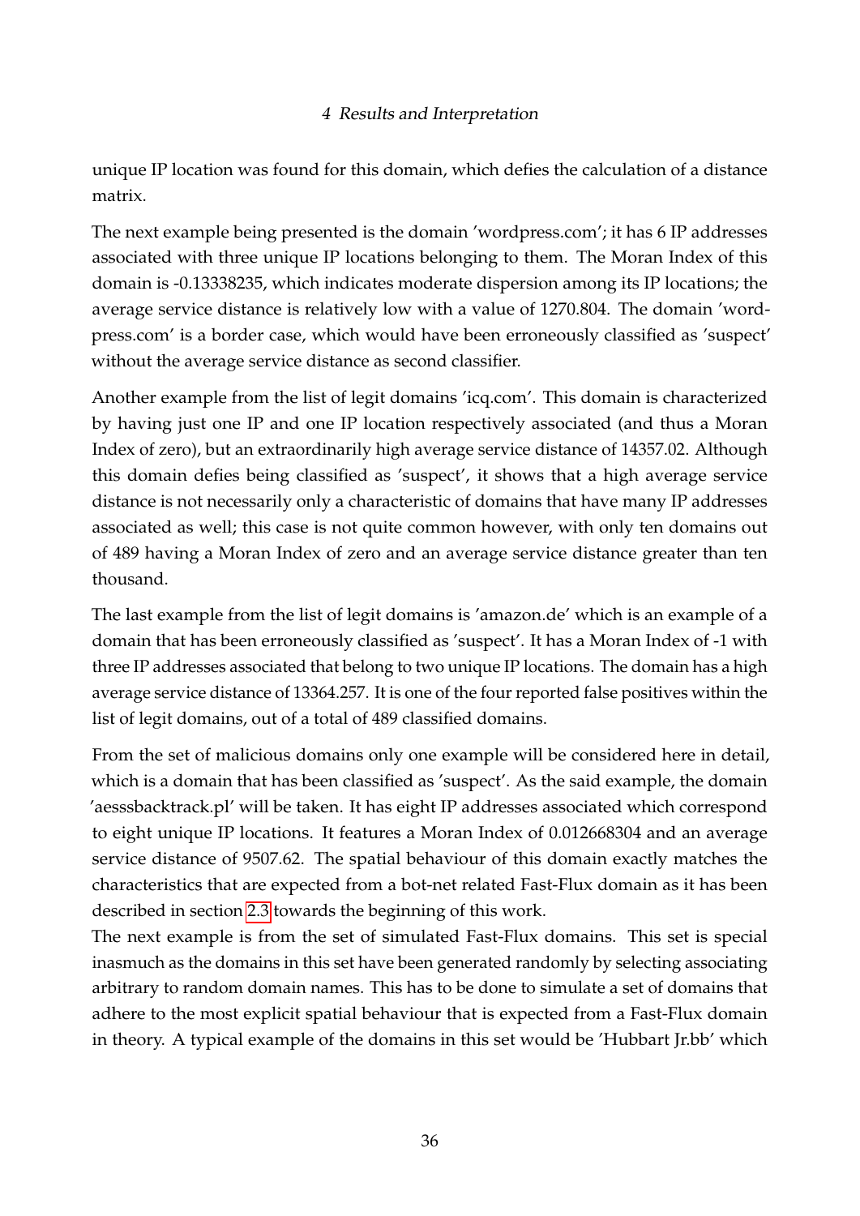unique IP location was found for this domain, which defies the calculation of a distance matrix.

The next example being presented is the domain 'wordpress.com'; it has 6 IP addresses associated with three unique IP locations belonging to them. The Moran Index of this domain is -0.13338235, which indicates moderate dispersion among its IP locations; the average service distance is relatively low with a value of 1270.804. The domain 'wordpress.com' is a border case, which would have been erroneously classified as 'suspect' without the average service distance as second classifier.

Another example from the list of legit domains 'icq.com'. This domain is characterized by having just one IP and one IP location respectively associated (and thus a Moran Index of zero), but an extraordinarily high average service distance of 14357.02. Although this domain defies being classified as 'suspect', it shows that a high average service distance is not necessarily only a characteristic of domains that have many IP addresses associated as well; this case is not quite common however, with only ten domains out of 489 having a Moran Index of zero and an average service distance greater than ten thousand.

The last example from the list of legit domains is 'amazon.de' which is an example of a domain that has been erroneously classified as 'suspect'. It has a Moran Index of -1 with three IP addresses associated that belong to two unique IP locations. The domain has a high average service distance of 13364.257. It is one of the four reported false positives within the list of legit domains, out of a total of 489 classified domains.

From the set of malicious domains only one example will be considered here in detail, which is a domain that has been classified as 'suspect'. As the said example, the domain 'aesssbacktrack.pl' will be taken. It has eight IP addresses associated which correspond to eight unique IP locations. It features a Moran Index of 0.012668304 and an average service distance of 9507.62. The spatial behaviour of this domain exactly matches the characteristics that are expected from a bot-net related Fast-Flux domain as it has been described in section 2.3 towards the beginning of this work.

The next example is from the set of simulated Fast-Flux domains. This set is special inasmuch as the domains in this set have been generated randomly by selecting associating arbitrary to random domain names. This has to be done to simulate a set of domains that adhere to the most explicit spatial behaviour that is expected from a Fast-Flux domain in theory. A typical example of the domains in this set would be 'Hubbart Jr.bb' which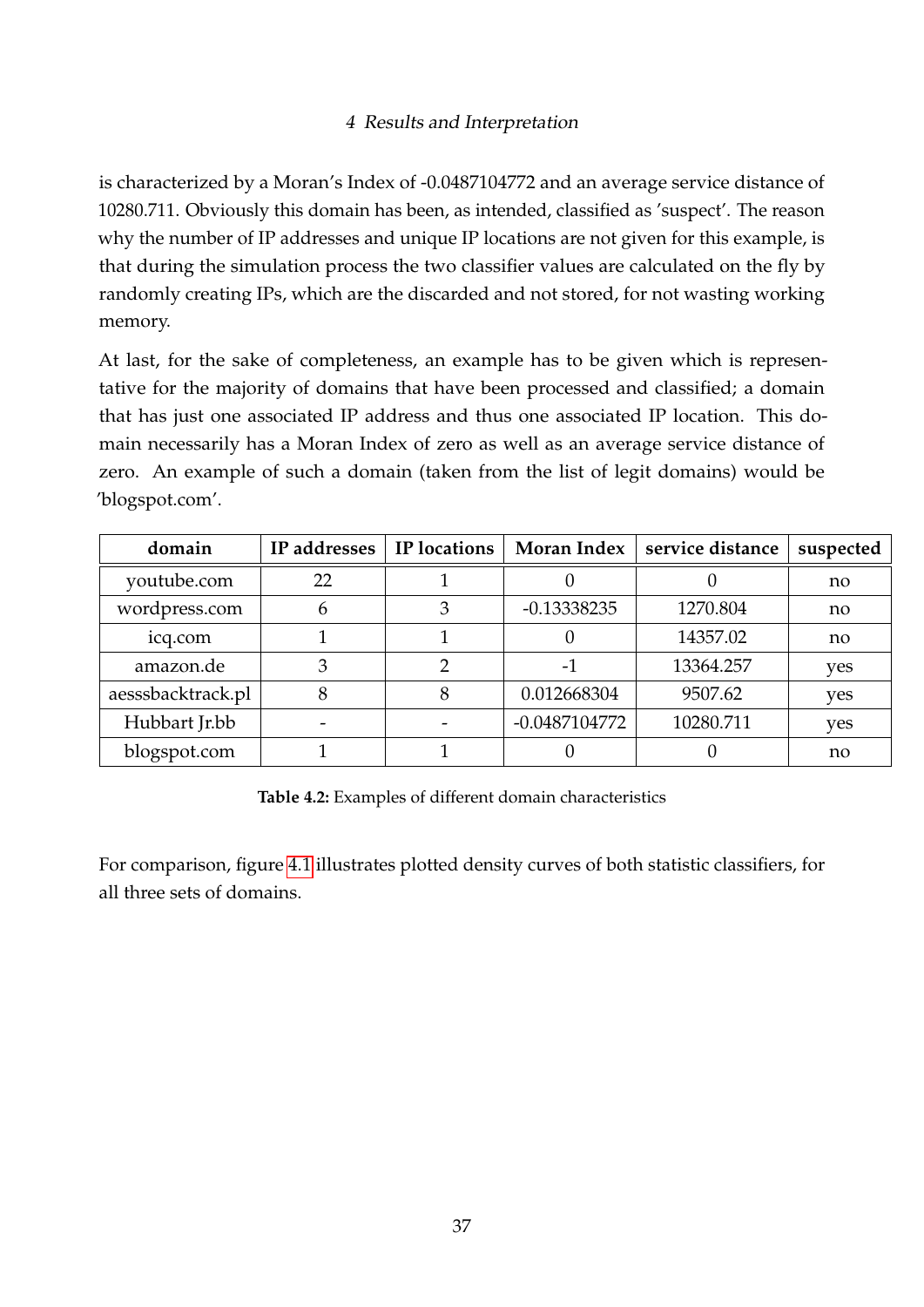is characterized by a Moran's Index of -0.0487104772 and an average service distance of 10280.711. Obviously this domain has been, as intended, classified as 'suspect'. The reason why the number of IP addresses and unique IP locations are not given for this example, is that during the simulation process the two classifier values are calculated on the fly by randomly creating IPs, which are the discarded and not stored, for not wasting working memory.

At last, for the sake of completeness, an example has to be given which is representative for the majority of domains that have been processed and classified; a domain that has just one associated IP address and thus one associated IP location. This domain necessarily has a Moran Index of zero as well as an average service distance of zero. An example of such a domain (taken from the list of legit domains) would be 'blogspot.com'.

| domain | IP addresses | IP locations | Moran Index | service distance | suspected |
|---|---|---|---|---|---|
| youtube.com | 22 | 1 | 0 | 0 | no |
| wordpress.com | 6 | 3 | -0.13338235 | 1270.804 | no |
| icq.com | 1 | 1 | 0 | 14357.02 | no |
| amazon.de | 3 | 2 | -1 | 13364.257 | yes |
| aesssbacktrack.pl | 8 | 8 | 0.012668304 | 9507.62 | yes |
| Hubbart Jr.bb | - | - | -0.0487104772 | 10280.711 | yes |
| blogspot.com | 1 | 1 | 0 | 0 | no |

**Table 4.2:** Examples of different domain characteristics

For comparison, figure 4.1 illustrates plotted density curves of both statistic classifiers, for all three sets of domains.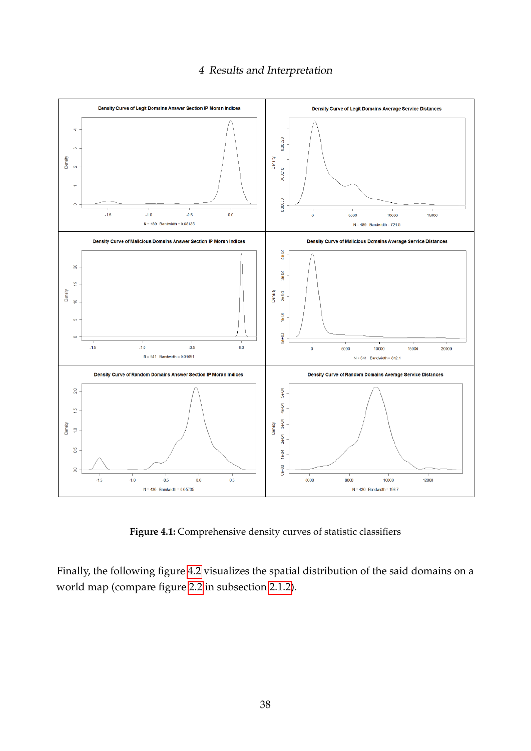**Figure 4.1:** Comprehensive density curves of statistic classifiers

Finally, the following figure 4.2 visualizes the spatial distribution of the said domains on a world map (compare figure 2.2 in subsection 2.1.2).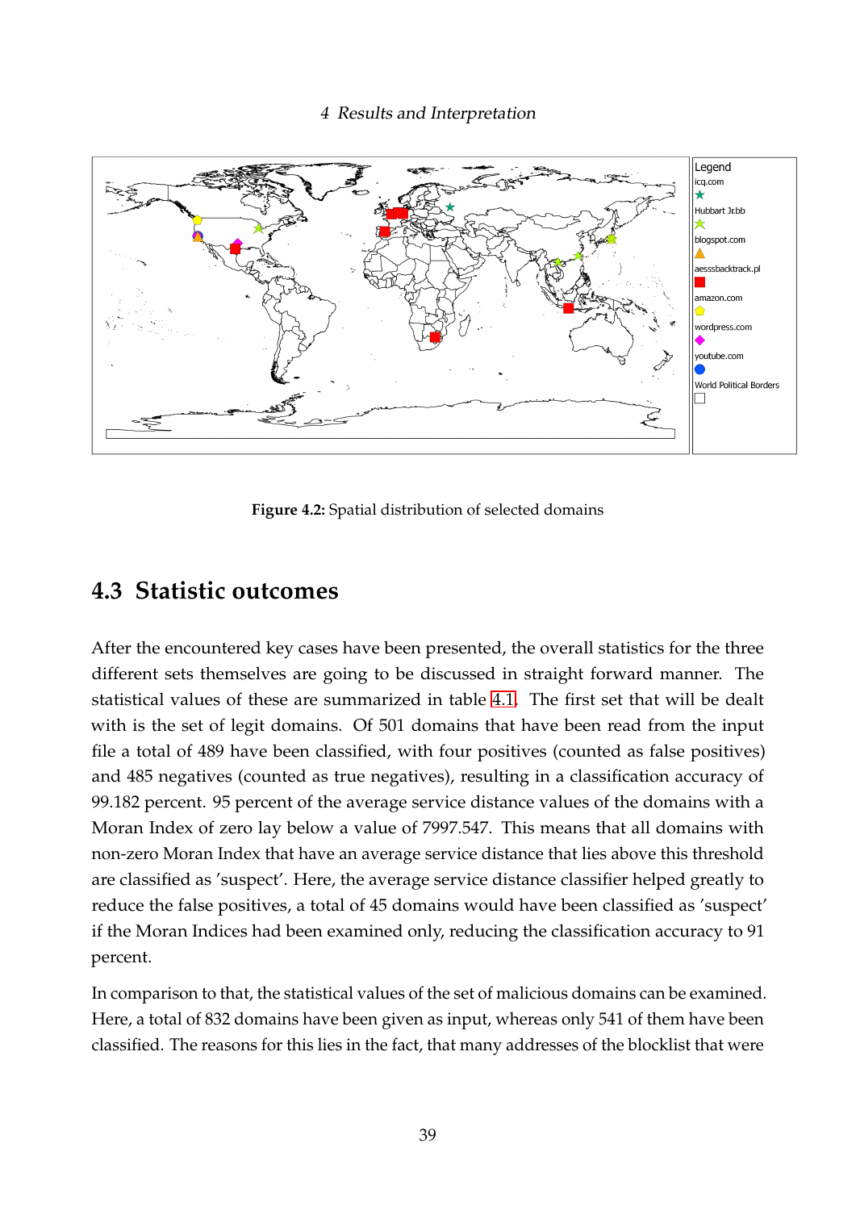**Figure 4.2:** Spatial distribution of selected domains

## 4.3 Statistic outcomes

After the encountered key cases have been presented, the overall statistics for the three different sets themselves are going to be discussed in straight forward manner. The statistical values of these are summarized in table 4.1. The first set that will be dealt with is the set of legit domains. Of 501 domains that have been read from the input file a total of 489 have been classified, with four positives (counted as false positives) and 485 negatives (counted as true negatives), resulting in a classification accuracy of 99.182 percent. 95 percent of the average service distance values of the domains with a Moran Index of zero lay below a value of 7997.547. This means that all domains with non-zero Moran Index that have an average service distance that lies above this threshold are classified as 'suspect'. Here, the average service distance classifier helped greatly to reduce the false positives, a total of 45 domains would have been classified as 'suspect' if the Moran Indices had been examined only, reducing the classification accuracy to 91 percent.

In comparison to that, the statistical values of the set of malicious domains can be examined. Here, a total of 832 domains have been given as input, whereas only 541 of them have been classified. The reasons for this lies in the fact, that many addresses of the blocklist that were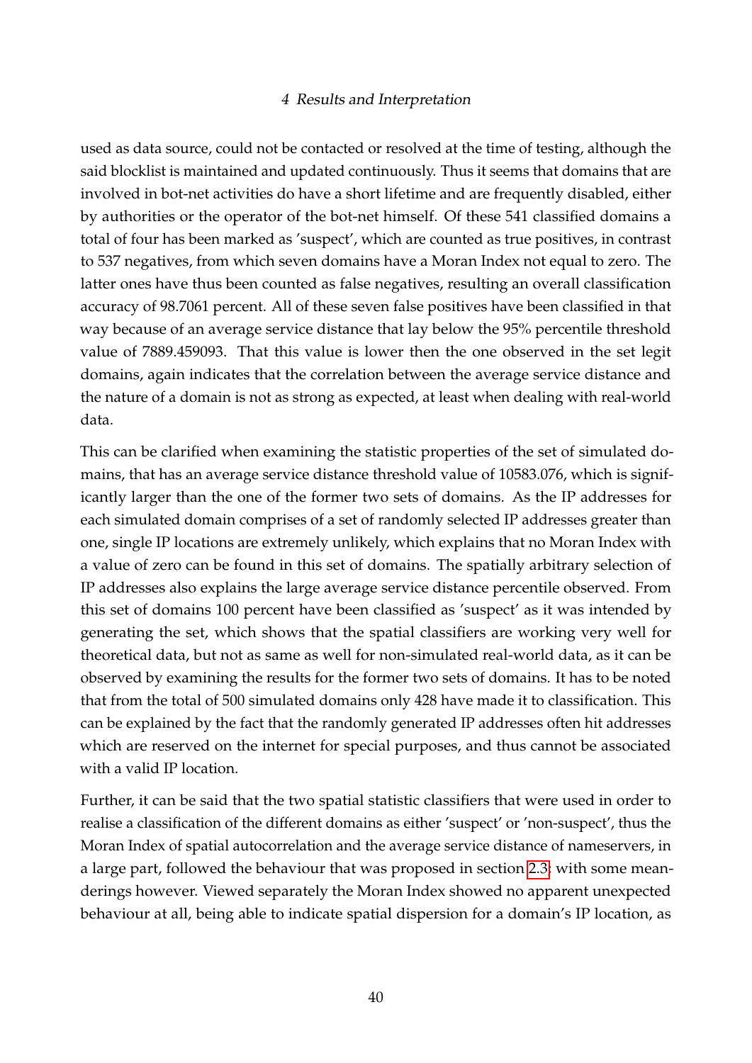used as data source, could not be contacted or resolved at the time of testing, although the said blocklist is maintained and updated continuously. Thus it seems that domains that are involved in bot-net activities do have a short lifetime and are frequently disabled, either by authorities or the operator of the bot-net himself. Of these 541 classified domains a total of four has been marked as 'suspect', which are counted as true positives, in contrast to 537 negatives, from which seven domains have a Moran Index not equal to zero. The latter ones have thus been counted as false negatives, resulting an overall classification accuracy of 98.7061 percent. All of these seven false positives have been classified in that way because of an average service distance that lay below the 95% percentile threshold value of 7889.459093. That this value is lower then the one observed in the set legit domains, again indicates that the correlation between the average service distance and the nature of a domain is not as strong as expected, at least when dealing with real-world data.

This can be clarified when examining the statistic properties of the set of simulated domains, that has an average service distance threshold value of 10583.076, which is significantly larger than the one of the former two sets of domains. As the IP addresses for each simulated domain comprises of a set of randomly selected IP addresses greater than one, single IP locations are extremely unlikely, which explains that no Moran Index with a value of zero can be found in this set of domains. The spatially arbitrary selection of IP addresses also explains the large average service distance percentile observed. From this set of domains 100 percent have been classified as 'suspect' as it was intended by generating the set, which shows that the spatial classifiers are working very well for theoretical data, but not as same as well for non-simulated real-world data, as it can be observed by examining the results for the former two sets of domains. It has to be noted that from the total of 500 simulated domains only 428 have made it to classification. This can be explained by the fact that the randomly generated IP addresses often hit addresses which are reserved on the internet for special purposes, and thus cannot be associated with a valid IP location.

Further, it can be said that the two spatial statistic classifiers that were used in order to realise a classification of the different domains as either 'suspect' or 'non-suspect', thus the Moran Index of spatial autocorrelation and the average service distance of nameservers, in a large part, followed the behaviour that was proposed in section 2.3; with some meanderings however. Viewed separately the Moran Index showed no apparent unexpected behaviour at all, being able to indicate spatial dispersion for a domain's IP location, as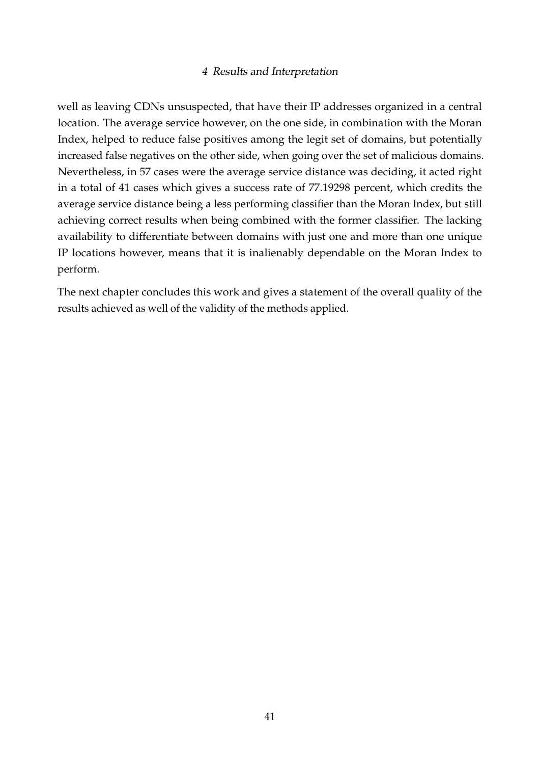well as leaving CDNs unsuspected, that have their IP addresses organized in a central location. The average service however, on the one side, in combination with the Moran Index, helped to reduce false positives among the legit set of domains, but potentially increased false negatives on the other side, when going over the set of malicious domains. Nevertheless, in 57 cases were the average service distance was deciding, it acted right in a total of 41 cases which gives a success rate of 77.19298 percent, which credits the average service distance being a less performing classifier than the Moran Index, but still achieving correct results when being combined with the former classifier. The lacking availability to differentiate between domains with just one and more than one unique IP locations however, means that it is inalienably dependable on the Moran Index to perform.

The next chapter concludes this work and gives a statement of the overall quality of the results achieved as well of the validity of the methods applied.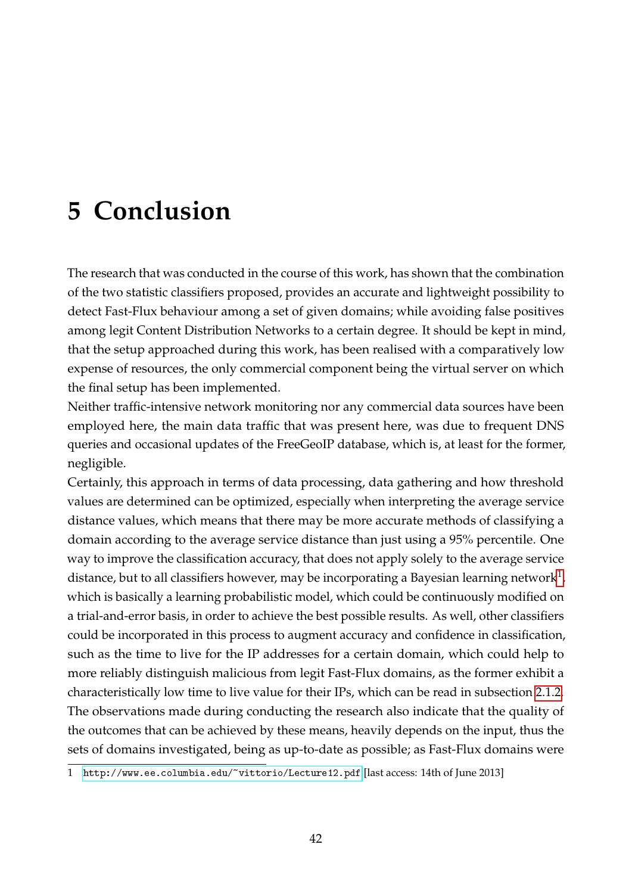# 5 Conclusion

The research that was conducted in the course of this work, has shown that the combination of the two statistic classifiers proposed, provides an accurate and lightweight possibility to detect Fast-Flux behaviour among a set of given domains; while avoiding false positives among legit Content Distribution Networks to a certain degree. It should be kept in mind, that the setup approached during this work, has been realised with a comparatively low expense of resources, the only commercial component being the virtual server on which the final setup has been implemented.

Neither traffic-intensive network monitoring nor any commercial data sources have been employed here, the main data traffic that was present here, was due to frequent DNS queries and occasional updates of the FreeGeoIP database, which is, at least for the former, negligible.

Certainly, this approach in terms of data processing, data gathering and how threshold values are determined can be optimized, especially when interpreting the average service distance values, which means that there may be more accurate methods of classifying a domain according to the average service distance than just using a 95% percentile. One way to improve the classification accuracy, that does not apply solely to the average service distance, but to all classifiers however, may be incorporating a Bayesian learning network[1], which is basically a learning probabilistic model, which could be continuously modified on a trial-and-error basis, in order to achieve the best possible results. As well, other classifiers could be incorporated in this process to augment accuracy and confidence in classification, such as the time to live for the IP addresses for a certain domain, which could help to more reliably distinguish malicious from legit Fast-Flux domains, as the former exhibit a characteristically low time to live value for their IPs, which can be read in subsection 2.1.2.

The observations made during conducting the research also indicate that the quality of the outcomes that can be achieved by these means, heavily depends on the input, thus the sets of domains investigated, being as up-to-date as possible; as Fast-Flux domains were

1 http://www.ee.columbia.edu/~vittorio/Lecture12.pdf [last access: 14th of June 2013]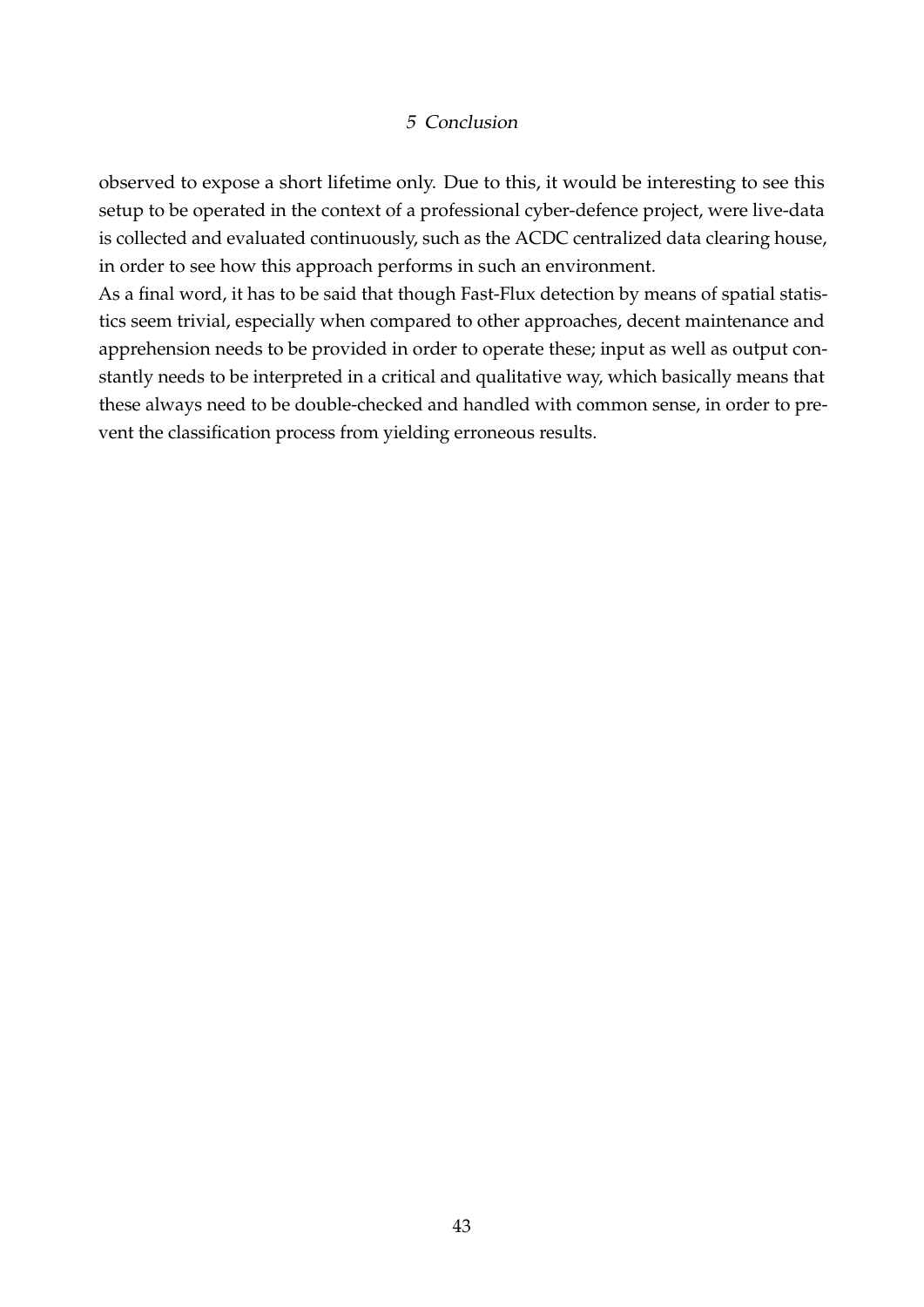observed to expose a short lifetime only. Due to this, it would be interesting to see this setup to be operated in the context of a professional cyber-defence project, were live-data is collected and evaluated continuously, such as the ACDC centralized data clearing house, in order to see how this approach performs in such an environment.

As a final word, it has to be said that though Fast-Flux detection by means of spatial statistics seem trivial, especially when compared to other approaches, decent maintenance and apprehension needs to be provided in order to operate these; input as well as output constantly needs to be interpreted in a critical and qualitative way, which basically means that these always need to be double-checked and handled with common sense, in order to prevent the classification process from yielding erroneous results.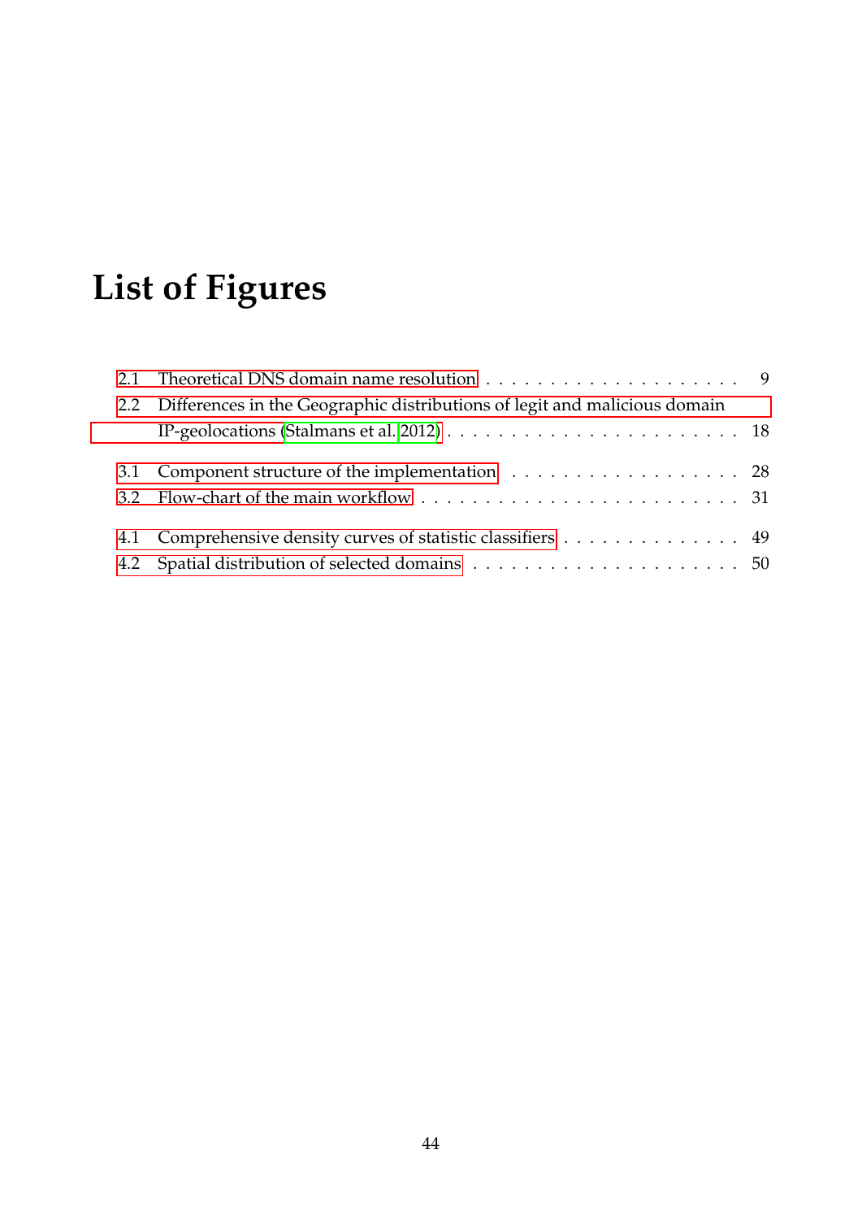# List of Figures

2.1 Theoretical DNS domain name resolution . . . . . . . . . . . . . . . . . . . . . 9

2.2 Differences in the Geographic distributions of legit and malicious domain IP-geolocations (Stalmans et al. 2012) . . . . . . . . . . . . . . . . . . . . . . . . 18

3.1 Component structure of the implementation . . . . . . . . . . . . . . . . . . . 28

3.2 Flow-chart of the main workflow . . . . . . . . . . . . . . . . . . . . . . . . . 31

4.1 Comprehensive density curves of statistic classifiers . . . . . . . . . . . . . . . 49

4.2 Spatial distribution of selected domains . . . . . . . . . . . . . . . . . . . . . . 50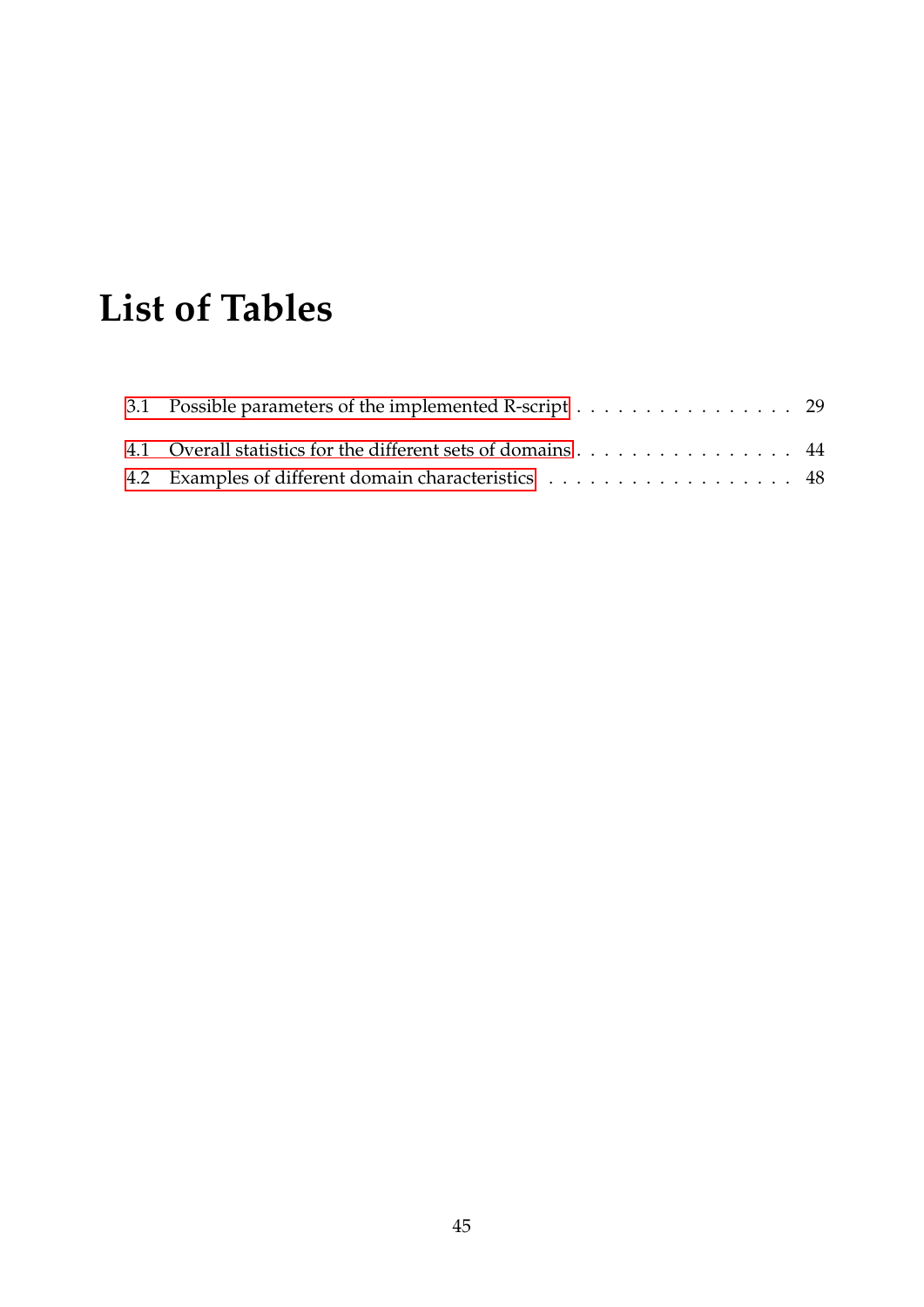# List of Tables

3.1 Possible parameters of the implemented R-script . . . . . . . . . . . . . . . . . 29

4.1 Overall statistics for the different sets of domains . . . . . . . . . . . . . . . . . 44

4.2 Examples of different domain characteristics . . . . . . . . . . . . . . . . . . . 48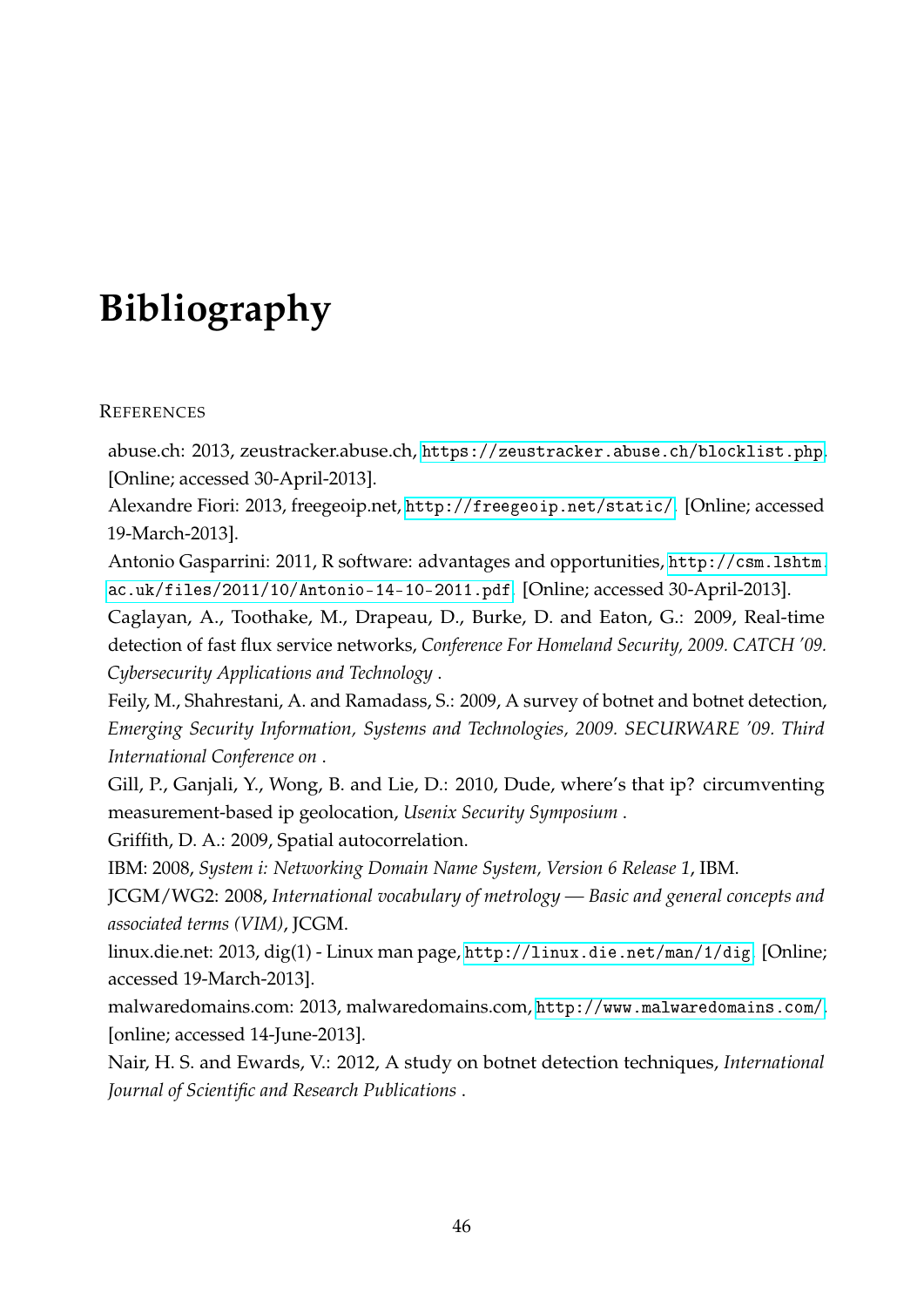# Bibliography

REFERENCES

abuse.ch: 2013, zeustracker.abuse.ch, https://zeustracker.abuse.ch/blocklist.php. [Online; accessed 30-April-2013].

Alexandre Fiori: 2013, freegeoip.net, http://freegeoip.net/static/. [Online; accessed 19-March-2013].

Antonio Gasparrini: 2011, R software: advantages and opportunities, http://csm.lshtm.ac.uk/files/2011/10/Antonio-14-10-2011.pdf. [Online; accessed 30-April-2013].

Caglayan, A., Toothake, M., Drapeau, D., Burke, D. and Eaton, G.: 2009, Real-time detection of fast flux service networks, *Conference For Homeland Security, 2009. CATCH '09. Cybersecurity Applications and Technology* .

Feily, M., Shahrestani, A. and Ramadass, S.: 2009, A survey of botnet and botnet detection, *Emerging Security Information, Systems and Technologies, 2009. SECURWARE '09. Third International Conference on* .

Gill, P., Ganjali, Y., Wong, B. and Lie, D.: 2010, Dude, where's that ip? circumventing measurement-based ip geolocation, *Usenix Security Symposium* .

Griffith, D. A.: 2009, Spatial autocorrelation.

IBM: 2008, *System i: Networking Domain Name System, Version 6 Release 1*, IBM.

JCGM/WG2: 2008, *International vocabulary of metrology — Basic and general concepts and associated terms (VIM)*, JCGM.

linux.die.net: 2013, dig(1) - Linux man page, http://linux.die.net/man/1/dig. [Online; accessed 19-March-2013].

malwaredomains.com: 2013, malwaredomains.com, http://www.malwaredomains.com/. [online; accessed 14-June-2013].

Nair, H. S. and Ewards, V.: 2012, A study on botnet detection techniques, *International Journal of Scientific and Research Publications* .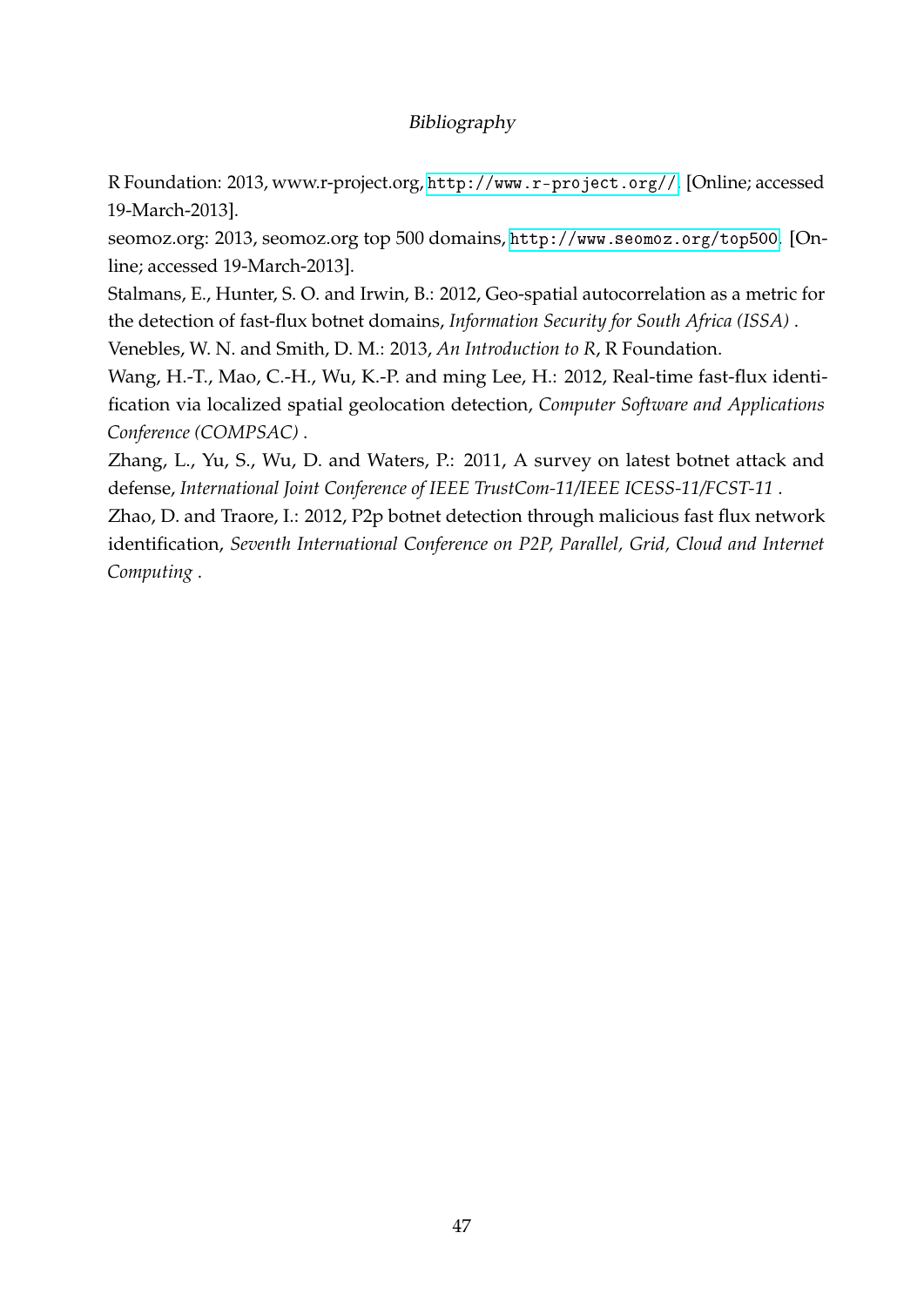R Foundation: 2013, www.r-project.org, http://www.r-project.org//. [Online; accessed 19-March-2013].

seomoz.org: 2013, seomoz.org top 500 domains, http://www.seomoz.org/top500. [Online; accessed 19-March-2013].

Stalmans, E., Hunter, S. O. and Irwin, B.: 2012, Geo-spatial autocorrelation as a metric for the detection of fast-flux botnet domains, *Information Security for South Africa (ISSA)* .

Venebles, W. N. and Smith, D. M.: 2013, *An Introduction to R*, R Foundation.

Wang, H.-T., Mao, C.-H., Wu, K.-P. and ming Lee, H.: 2012, Real-time fast-flux identification via localized spatial geolocation detection, *Computer Software and Applications Conference (COMPSAC)* .

Zhang, L., Yu, S., Wu, D. and Waters, P.: 2011, A survey on latest botnet attack and defense, *International Joint Conference of IEEE TrustCom-11/IEEE ICESS-11/FCST-11* .

Zhao, D. and Traore, I.: 2012, P2p botnet detection through malicious fast flux network identification, *Seventh International Conference on P2P, Parallel, Grid, Cloud and Internet Computing* .